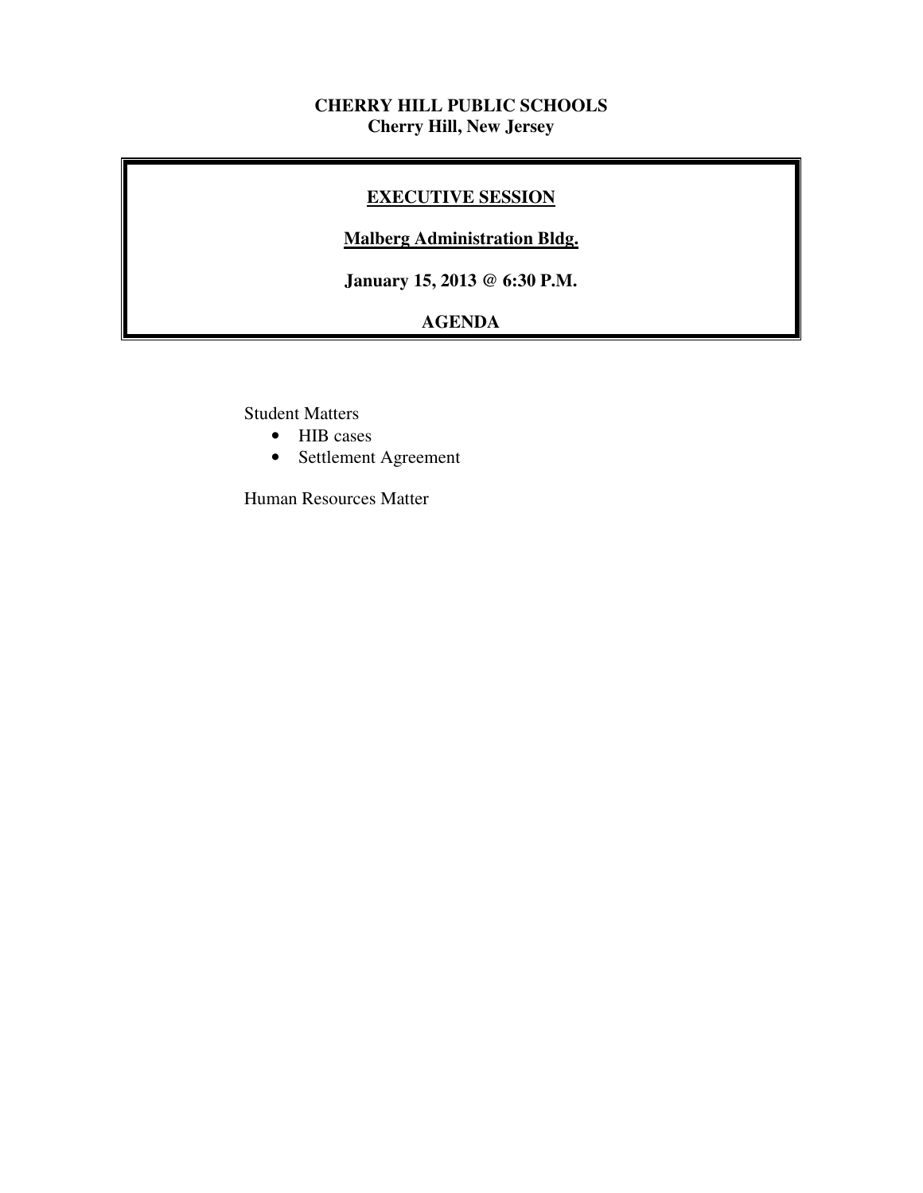**CHERRY HILL PUBLIC SCHOOLS**
**Cherry Hill, New Jersey**

## EXECUTIVE SESSION

**Malberg Administration Bldg.**

**January 15, 2013 @ 6:30 P.M.**

**AGENDA**

Student Matters

- HIB cases
- Settlement Agreement

Human Resources Matter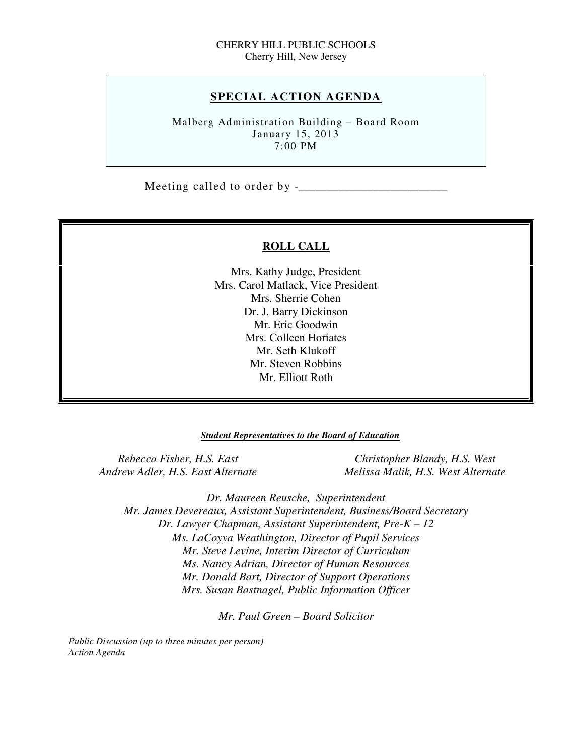CHERRY HILL PUBLIC SCHOOLS
Cherry Hill, New Jersey

## SPECIAL ACTION AGENDA

Malberg Administration Building – Board Room
January 15, 2013
7:00 PM

Meeting called to order by -_________________________

## ROLL CALL

Mrs. Kathy Judge, President
Mrs. Carol Matlack, Vice President
Mrs. Sherrie Cohen
Dr. J. Barry Dickinson
Mr. Eric Goodwin
Mrs. Colleen Horiates
Mr. Seth Klukoff
Mr. Steven Robbins
Mr. Elliott Roth

***Student Representatives to the Board of Education***

*Rebecca Fisher, H.S. East*
*Andrew Adler, H.S. East Alternate*

*Christopher Blandy, H.S. West*
*Melissa Malik, H.S. West Alternate*

*Dr. Maureen Reusche, Superintendent*
*Mr. James Devereaux, Assistant Superintendent, Business/Board Secretary*
*Dr. Lawyer Chapman, Assistant Superintendent, Pre-K – 12*
*Ms. LaCoyya Weathington, Director of Pupil Services*
*Mr. Steve Levine, Interim Director of Curriculum*
*Ms. Nancy Adrian, Director of Human Resources*
*Mr. Donald Bart, Director of Support Operations*
*Mrs. Susan Bastnagel, Public Information Officer*

*Mr. Paul Green – Board Solicitor*

*Public Discussion (up to three minutes per person)*
*Action Agenda*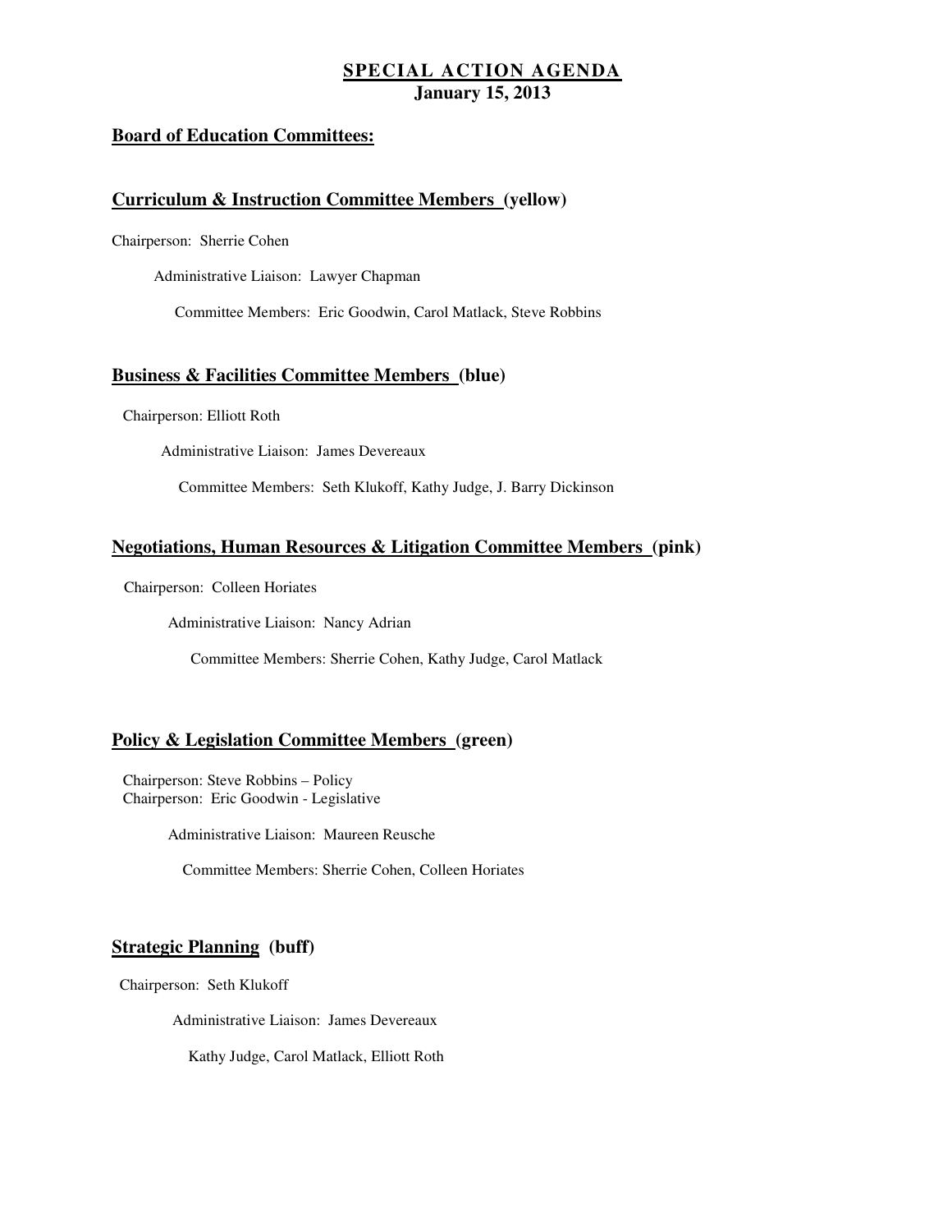**SPECIAL ACTION AGENDA**
**January 15, 2013**

**Board of Education Committees:**

**Curriculum & Instruction Committee Members (yellow)**

Chairperson: Sherrie Cohen

Administrative Liaison: Lawyer Chapman

Committee Members: Eric Goodwin, Carol Matlack, Steve Robbins

**Business & Facilities Committee Members (blue)**

Chairperson: Elliott Roth

Administrative Liaison: James Devereaux

Committee Members: Seth Klukoff, Kathy Judge, J. Barry Dickinson

**Negotiations, Human Resources & Litigation Committee Members (pink)**

Chairperson: Colleen Horiates

Administrative Liaison: Nancy Adrian

Committee Members: Sherrie Cohen, Kathy Judge, Carol Matlack

**Policy & Legislation Committee Members (green)**

Chairperson: Steve Robbins – Policy
Chairperson: Eric Goodwin - Legislative

Administrative Liaison: Maureen Reusche

Committee Members: Sherrie Cohen, Colleen Horiates

**Strategic Planning (buff)**

Chairperson: Seth Klukoff

Administrative Liaison: James Devereaux

Kathy Judge, Carol Matlack, Elliott Roth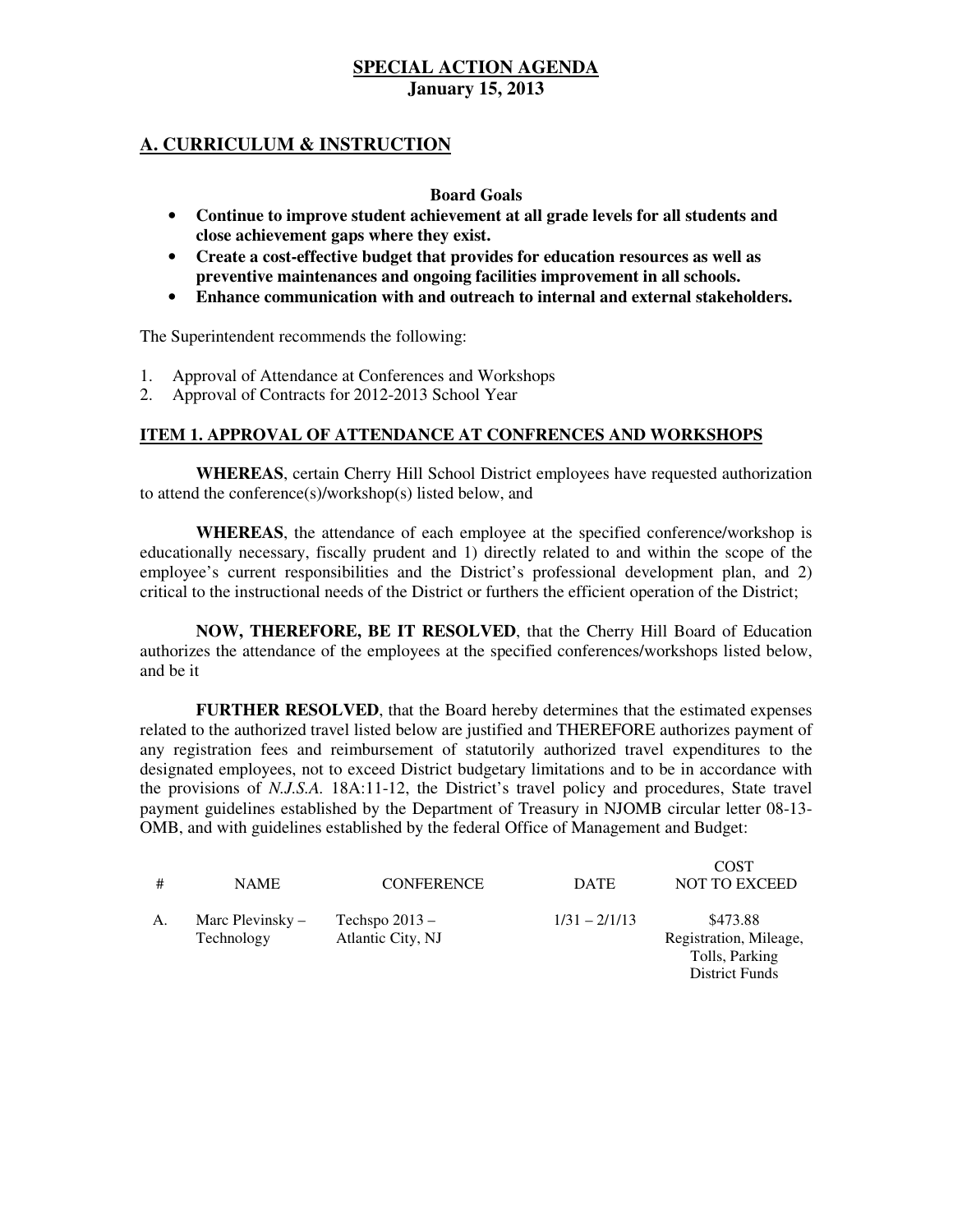**SPECIAL ACTION AGENDA**
**January 15, 2013**

## A. CURRICULUM & INSTRUCTION

**Board Goals**

- **Continue to improve student achievement at all grade levels for all students and close achievement gaps where they exist.**
- **Create a cost-effective budget that provides for education resources as well as preventive maintenances and ongoing facilities improvement in all schools.**
- **Enhance communication with and outreach to internal and external stakeholders.**

The Superintendent recommends the following:

1. Approval of Attendance at Conferences and Workshops
2. Approval of Contracts for 2012-2013 School Year

### ITEM 1. APPROVAL OF ATTENDANCE AT CONFRENCES AND WORKSHOPS

**WHEREAS**, certain Cherry Hill School District employees have requested authorization to attend the conference(s)/workshop(s) listed below, and

**WHEREAS**, the attendance of each employee at the specified conference/workshop is educationally necessary, fiscally prudent and 1) directly related to and within the scope of the employee's current responsibilities and the District's professional development plan, and 2) critical to the instructional needs of the District or furthers the efficient operation of the District;

**NOW, THEREFORE, BE IT RESOLVED**, that the Cherry Hill Board of Education authorizes the attendance of the employees at the specified conferences/workshops listed below, and be it

**FURTHER RESOLVED**, that the Board hereby determines that the estimated expenses related to the authorized travel listed below are justified and THEREFORE authorizes payment of any registration fees and reimbursement of statutorily authorized travel expenditures to the designated employees, not to exceed District budgetary limitations and to be in accordance with the provisions of *N.J.S.A.* 18A:11-12, the District's travel policy and procedures, State travel payment guidelines established by the Department of Treasury in NJOMB circular letter 08-13-OMB, and with guidelines established by the federal Office of Management and Budget:

| # | NAME | CONFERENCE | DATE | COST NOT TO EXCEED |
|---|---|---|---|---|
| A. | Marc Plevinsky – Technology | Techspo 2013 – Atlantic City, NJ | 1/31 – 2/1/13 | $473.88 Registration, Mileage, Tolls, Parking District Funds |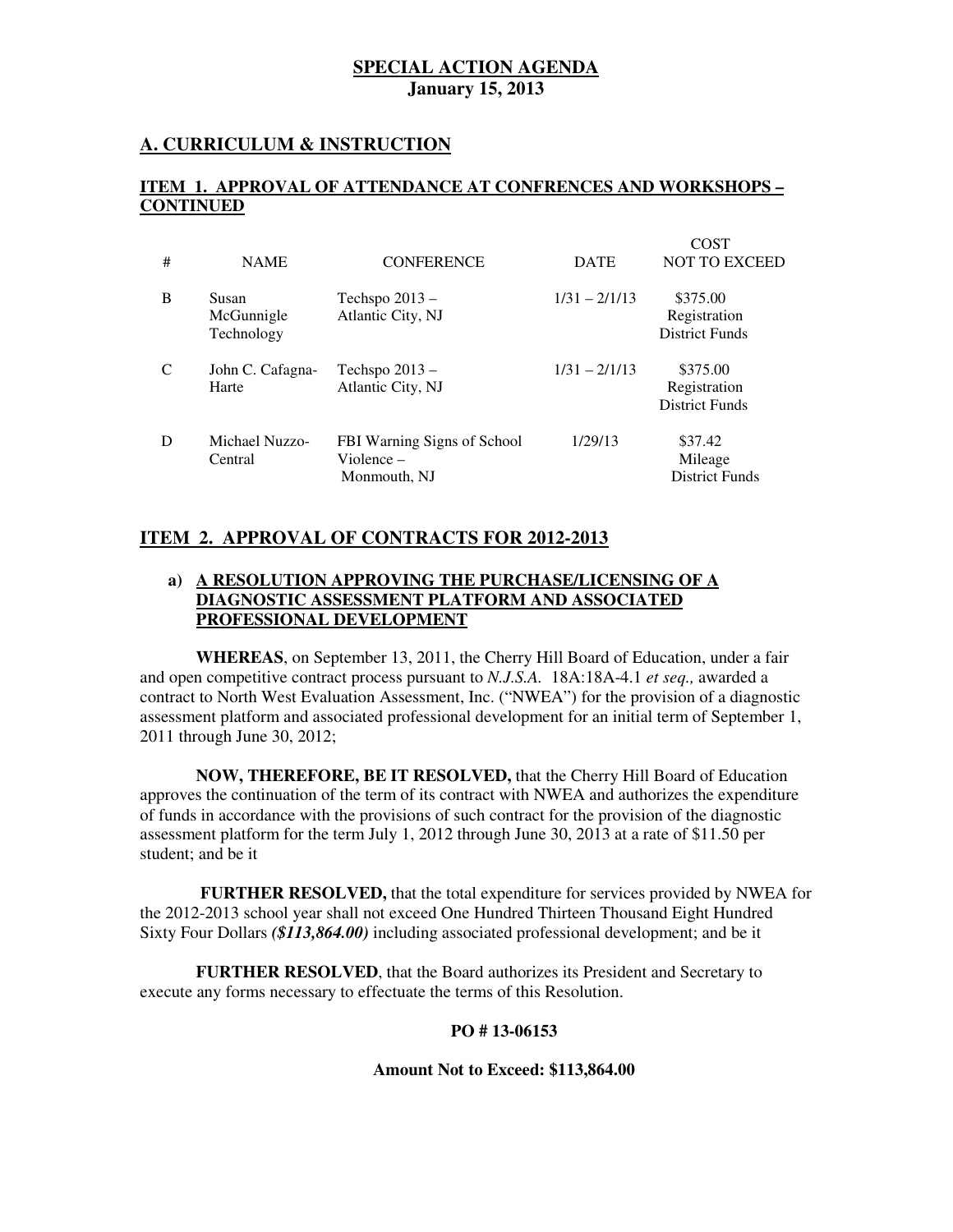**SPECIAL ACTION AGENDA**
**January 15, 2013**

## A. CURRICULUM & INSTRUCTION

### ITEM 1. APPROVAL OF ATTENDANCE AT CONFRENCES AND WORKSHOPS – CONTINUED

| # | NAME | CONFERENCE | DATE | COST NOT TO EXCEED |
|---|---|---|---|---|
| B | Susan McGunnigle Technology | Techspo 2013 – Atlantic City, NJ | 1/31 – 2/1/13 | $375.00 Registration District Funds |
| C | John C. Cafagna-Harte | Techspo 2013 – Atlantic City, NJ | 1/31 – 2/1/13 | $375.00 Registration District Funds |
| D | Michael Nuzzo-Central | FBI Warning Signs of School Violence – Monmouth, NJ | 1/29/13 | $37.42 Mileage District Funds |

### ITEM 2. APPROVAL OF CONTRACTS FOR 2012-2013

**a) A RESOLUTION APPROVING THE PURCHASE/LICENSING OF A DIAGNOSTIC ASSESSMENT PLATFORM AND ASSOCIATED PROFESSIONAL DEVELOPMENT**

**WHEREAS**, on September 13, 2011, the Cherry Hill Board of Education, under a fair and open competitive contract process pursuant to *N.J.S.A.* 18A:18A-4.1 *et seq.,* awarded a contract to North West Evaluation Assessment, Inc. ("NWEA") for the provision of a diagnostic assessment platform and associated professional development for an initial term of September 1, 2011 through June 30, 2012;

**NOW, THEREFORE, BE IT RESOLVED,** that the Cherry Hill Board of Education approves the continuation of the term of its contract with NWEA and authorizes the expenditure of funds in accordance with the provisions of such contract for the provision of the diagnostic assessment platform for the term July 1, 2012 through June 30, 2013 at a rate of $11.50 per student; and be it

**FURTHER RESOLVED,** that the total expenditure for services provided by NWEA for the 2012-2013 school year shall not exceed One Hundred Thirteen Thousand Eight Hundred Sixty Four Dollars ***($113,864.00)*** including associated professional development; and be it

**FURTHER RESOLVED**, that the Board authorizes its President and Secretary to execute any forms necessary to effectuate the terms of this Resolution.

**PO # 13-06153**

**Amount Not to Exceed: $113,864.00**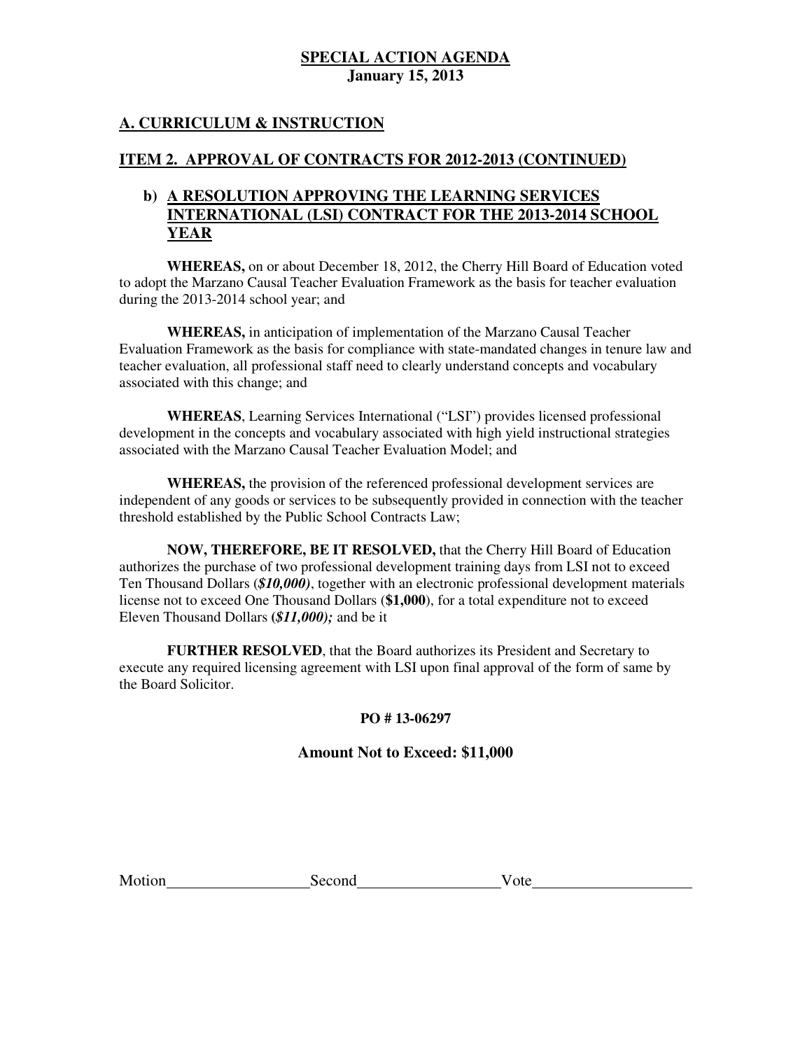**SPECIAL ACTION AGENDA**
**January 15, 2013**

## A. CURRICULUM & INSTRUCTION

### ITEM 2. APPROVAL OF CONTRACTS FOR 2012-2013 (CONTINUED)

#### b) A RESOLUTION APPROVING THE LEARNING SERVICES INTERNATIONAL (LSI) CONTRACT FOR THE 2013-2014 SCHOOL YEAR

**WHEREAS,** on or about December 18, 2012, the Cherry Hill Board of Education voted to adopt the Marzano Causal Teacher Evaluation Framework as the basis for teacher evaluation during the 2013-2014 school year; and

**WHEREAS,** in anticipation of implementation of the Marzano Causal Teacher Evaluation Framework as the basis for compliance with state-mandated changes in tenure law and teacher evaluation, all professional staff need to clearly understand concepts and vocabulary associated with this change; and

**WHEREAS**, Learning Services International ("LSI") provides licensed professional development in the concepts and vocabulary associated with high yield instructional strategies associated with the Marzano Causal Teacher Evaluation Model; and

**WHEREAS,** the provision of the referenced professional development services are independent of any goods or services to be subsequently provided in connection with the teacher threshold established by the Public School Contracts Law;

**NOW, THEREFORE, BE IT RESOLVED,** that the Cherry Hill Board of Education authorizes the purchase of two professional development training days from LSI not to exceed Ten Thousand Dollars (***$10,000)***, together with an electronic professional development materials license not to exceed One Thousand Dollars (**$1,000**), for a total expenditure not to exceed Eleven Thousand Dollars **(*$11,000);*** and be it

**FURTHER RESOLVED**, that the Board authorizes its President and Secretary to execute any required licensing agreement with LSI upon final approval of the form of same by the Board Solicitor.

**PO # 13-06297**

**Amount Not to Exceed: $11,000**

Motion__________________Second__________________Vote____________________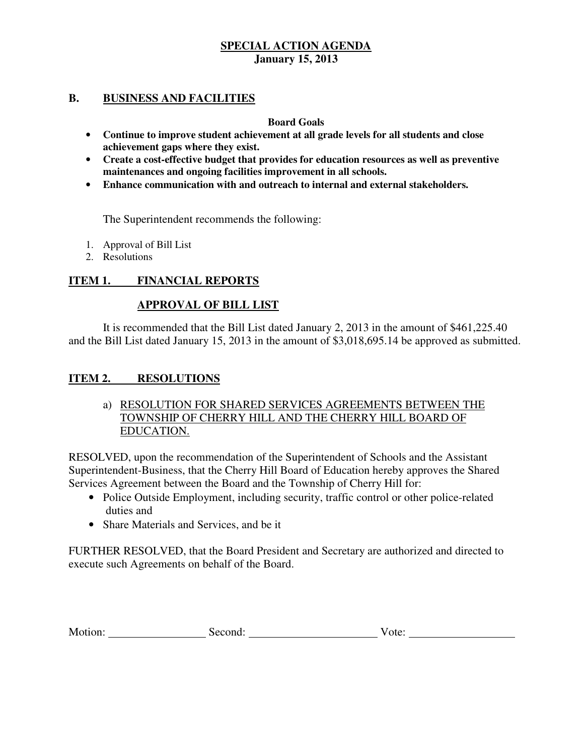**SPECIAL ACTION AGENDA**
**January 15, 2013**

## B. BUSINESS AND FACILITIES

**Board Goals**

- **Continue to improve student achievement at all grade levels for all students and close achievement gaps where they exist.**
- **Create a cost-effective budget that provides for education resources as well as preventive maintenances and ongoing facilities improvement in all schools.**
- **Enhance communication with and outreach to internal and external stakeholders.**

The Superintendent recommends the following:

1. Approval of Bill List
2. Resolutions

## ITEM 1. FINANCIAL REPORTS

### APPROVAL OF BILL LIST

It is recommended that the Bill List dated January 2, 2013 in the amount of $461,225.40 and the Bill List dated January 15, 2013 in the amount of $3,018,695.14 be approved as submitted.

## ITEM 2. RESOLUTIONS

a) RESOLUTION FOR SHARED SERVICES AGREEMENTS BETWEEN THE TOWNSHIP OF CHERRY HILL AND THE CHERRY HILL BOARD OF EDUCATION.

RESOLVED, upon the recommendation of the Superintendent of Schools and the Assistant Superintendent-Business, that the Cherry Hill Board of Education hereby approves the Shared Services Agreement between the Board and the Township of Cherry Hill for:

- Police Outside Employment, including security, traffic control or other police-related duties and
- Share Materials and Services, and be it

FURTHER RESOLVED, that the Board President and Secretary are authorized and directed to execute such Agreements on behalf of the Board.

Motion: ________________ Second: ______________________ Vote: __________________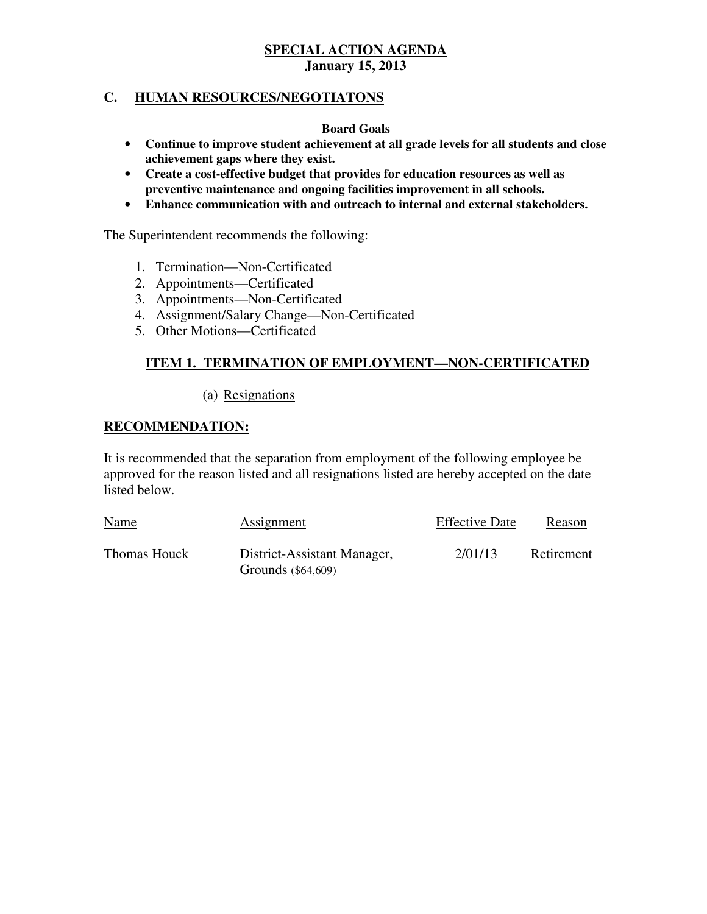**SPECIAL ACTION AGENDA**
**January 15, 2013**

## C. HUMAN RESOURCES/NEGOTIATONS

**Board Goals**

- **Continue to improve student achievement at all grade levels for all students and close achievement gaps where they exist.**
- **Create a cost-effective budget that provides for education resources as well as preventive maintenance and ongoing facilities improvement in all schools.**
- **Enhance communication with and outreach to internal and external stakeholders.**

The Superintendent recommends the following:

1. Termination—Non-Certificated
2. Appointments—Certificated
3. Appointments—Non-Certificated
4. Assignment/Salary Change—Non-Certificated
5. Other Motions—Certificated

### ITEM 1. TERMINATION OF EMPLOYMENT—NON-CERTIFICATED

(a) Resignations

**RECOMMENDATION:**

It is recommended that the separation from employment of the following employee be approved for the reason listed and all resignations listed are hereby accepted on the date listed below.

| Name | Assignment | Effective Date | Reason |
|---|---|---|---|
| Thomas Houck | District-Assistant Manager, Grounds ($64,609) | 2/01/13 | Retirement |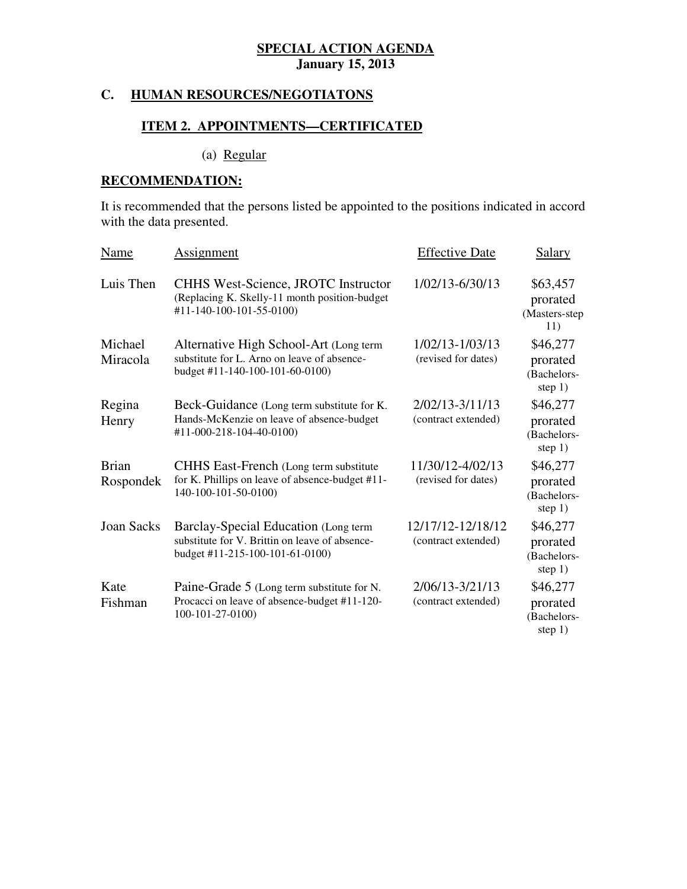**SPECIAL ACTION AGENDA**
**January 15, 2013**

## C. HUMAN RESOURCES/NEGOTIATONS

### ITEM 2. APPOINTMENTS—CERTIFICATED

(a) Regular

**RECOMMENDATION:**

It is recommended that the persons listed be appointed to the positions indicated in accord with the data presented.

| Name | Assignment | Effective Date | Salary |
|---|---|---|---|
| Luis Then | CHHS West-Science, JROTC Instructor (Replacing K. Skelly-11 month position-budget #11-140-100-101-55-0100) | 1/02/13-6/30/13 | $63,457 prorated (Masters-step 11) |
| Michael Miracola | Alternative High School-Art (Long term substitute for L. Arno on leave of absence-budget #11-140-100-101-60-0100) | 1/02/13-1/03/13 (revised for dates) | $46,277 prorated (Bachelors-step 1) |
| Regina Henry | Beck-Guidance (Long term substitute for K. Hands-McKenzie on leave of absence-budget #11-000-218-104-40-0100) | 2/02/13-3/11/13 (contract extended) | $46,277 prorated (Bachelors-step 1) |
| Brian Rospondek | CHHS East-French (Long term substitute for K. Phillips on leave of absence-budget #11-140-100-101-50-0100) | 11/30/12-4/02/13 (revised for dates) | $46,277 prorated (Bachelors-step 1) |
| Joan Sacks | Barclay-Special Education (Long term substitute for V. Brittin on leave of absence-budget #11-215-100-101-61-0100) | 12/17/12-12/18/12 (contract extended) | $46,277 prorated (Bachelors-step 1) |
| Kate Fishman | Paine-Grade 5 (Long term substitute for N. Procacci on leave of absence-budget #11-120-100-101-27-0100) | 2/06/13-3/21/13 (contract extended) | $46,277 prorated (Bachelors-step 1) |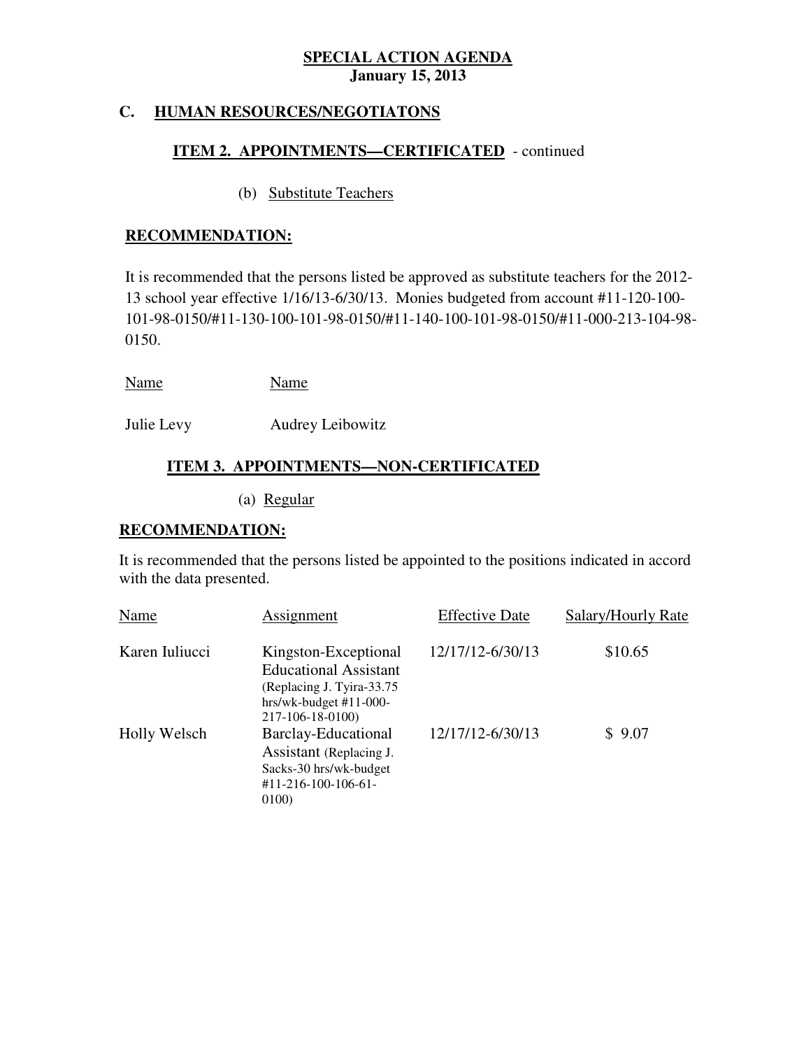**SPECIAL ACTION AGENDA**
**January 15, 2013**

## C. HUMAN RESOURCES/NEGOTIATONS

### ITEM 2. APPOINTMENTS—CERTIFICATED - continued

(b) Substitute Teachers

**RECOMMENDATION:**

It is recommended that the persons listed be approved as substitute teachers for the 2012-13 school year effective 1/16/13-6/30/13. Monies budgeted from account #11-120-100-101-98-0150/#11-130-100-101-98-0150/#11-140-100-101-98-0150/#11-000-213-104-98-0150.

| Name | Name |
|---|---|
| Julie Levy | Audrey Leibowitz |

### ITEM 3. APPOINTMENTS—NON-CERTIFICATED

(a) Regular

**RECOMMENDATION:**

It is recommended that the persons listed be appointed to the positions indicated in accord with the data presented.

| Name | Assignment | Effective Date | Salary/Hourly Rate |
|---|---|---|---|
| Karen Iuliucci | Kingston-Exceptional Educational Assistant (Replacing J. Tyira-33.75 hrs/wk-budget #11-000-217-106-18-0100) | 12/17/12-6/30/13 | $10.65 |
| Holly Welsch | Barclay-Educational Assistant (Replacing J. Sacks-30 hrs/wk-budget #11-216-100-106-61-0100) | 12/17/12-6/30/13 | $ 9.07 |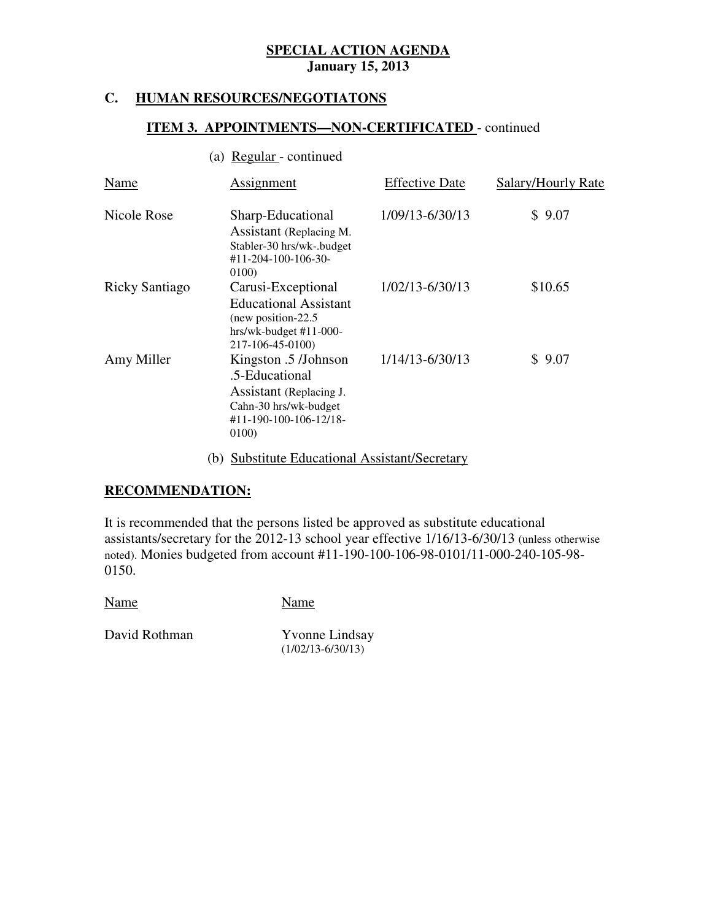**SPECIAL ACTION AGENDA**
**January 15, 2013**

## C. HUMAN RESOURCES/NEGOTIATONS

### ITEM 3. APPOINTMENTS—NON-CERTIFICATED - continued

(a) Regular - continued

| Name | Assignment | Effective Date | Salary/Hourly Rate |
|---|---|---|---|
| Nicole Rose | Sharp-Educational Assistant (Replacing M. Stabler-30 hrs/wk-.budget #11-204-100-106-30-0100) | 1/09/13-6/30/13 | $ 9.07 |
| Ricky Santiago | Carusi-Exceptional Educational Assistant (new position-22.5 hrs/wk-budget #11-000-217-106-45-0100) | 1/02/13-6/30/13 | $10.65 |
| Amy Miller | Kingston .5 /Johnson .5-Educational Assistant (Replacing J. Cahn-30 hrs/wk-budget #11-190-100-106-12/18-0100) | 1/14/13-6/30/13 | $ 9.07 |

(b) Substitute Educational Assistant/Secretary

**RECOMMENDATION:**

It is recommended that the persons listed be approved as substitute educational assistants/secretary for the 2012-13 school year effective 1/16/13-6/30/13 (unless otherwise noted). Monies budgeted from account #11-190-100-106-98-0101/11-000-240-105-98-0150.

| Name | Name |
|---|---|
| David Rothman | Yvonne Lindsay (1/02/13-6/30/13) |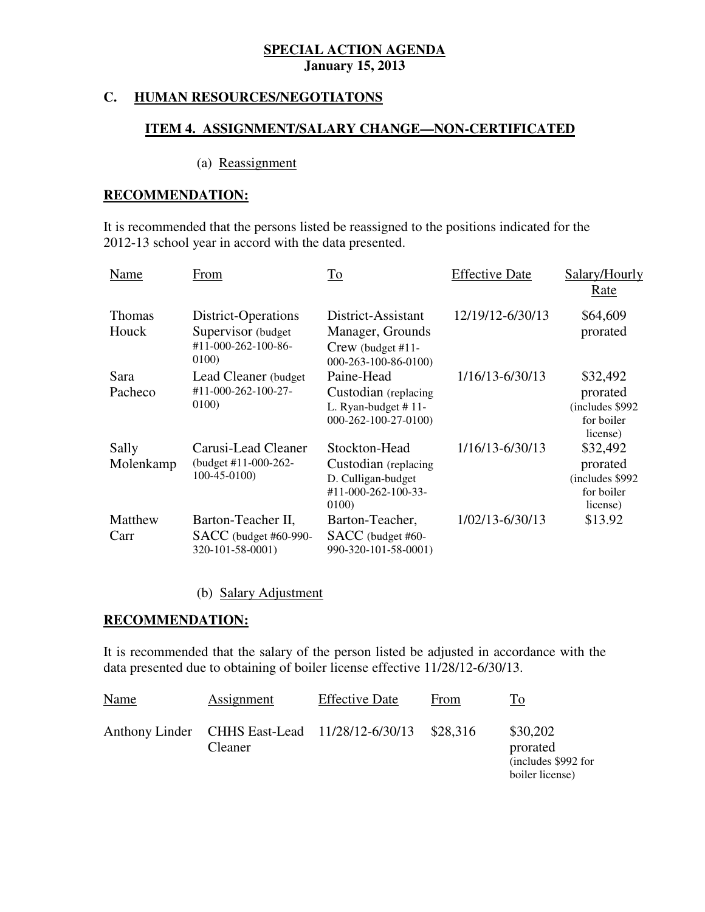**SPECIAL ACTION AGENDA**
**January 15, 2013**

## C. HUMAN RESOURCES/NEGOTIATONS

### ITEM 4. ASSIGNMENT/SALARY CHANGE—NON-CERTIFICATED

(a) Reassignment

**RECOMMENDATION:**

It is recommended that the persons listed be reassigned to the positions indicated for the 2012-13 school year in accord with the data presented.

| Name | From | To | Effective Date | Salary/Hourly Rate |
|---|---|---|---|---|
| Thomas Houck | District-Operations Supervisor (budget #11-000-262-100-86-0100) | District-Assistant Manager, Grounds Crew (budget #11-000-263-100-86-0100) | 12/19/12-6/30/13 | $64,609 prorated |
| Sara Pacheco | Lead Cleaner (budget #11-000-262-100-27-0100) | Paine-Head Custodian (replacing L. Ryan-budget # 11-000-262-100-27-0100) | 1/16/13-6/30/13 | $32,492 prorated (includes $992 for boiler license) |
| Sally Molenkamp | Carusi-Lead Cleaner (budget #11-000-262-100-45-0100) | Stockton-Head Custodian (replacing D. Culligan-budget #11-000-262-100-33-0100) | 1/16/13-6/30/13 | $32,492 prorated (includes $992 for boiler license) |
| Matthew Carr | Barton-Teacher II, SACC (budget #60-990-320-101-58-0001) | Barton-Teacher, SACC (budget #60-990-320-101-58-0001) | 1/02/13-6/30/13 | $13.92 |

(b) Salary Adjustment

**RECOMMENDATION:**

It is recommended that the salary of the person listed be adjusted in accordance with the data presented due to obtaining of boiler license effective 11/28/12-6/30/13.

| Name | Assignment | Effective Date | From | To |
|---|---|---|---|---|
| Anthony Linder | CHHS East-Lead Cleaner | 11/28/12-6/30/13 | $28,316 | $30,202 prorated (includes $992 for boiler license) |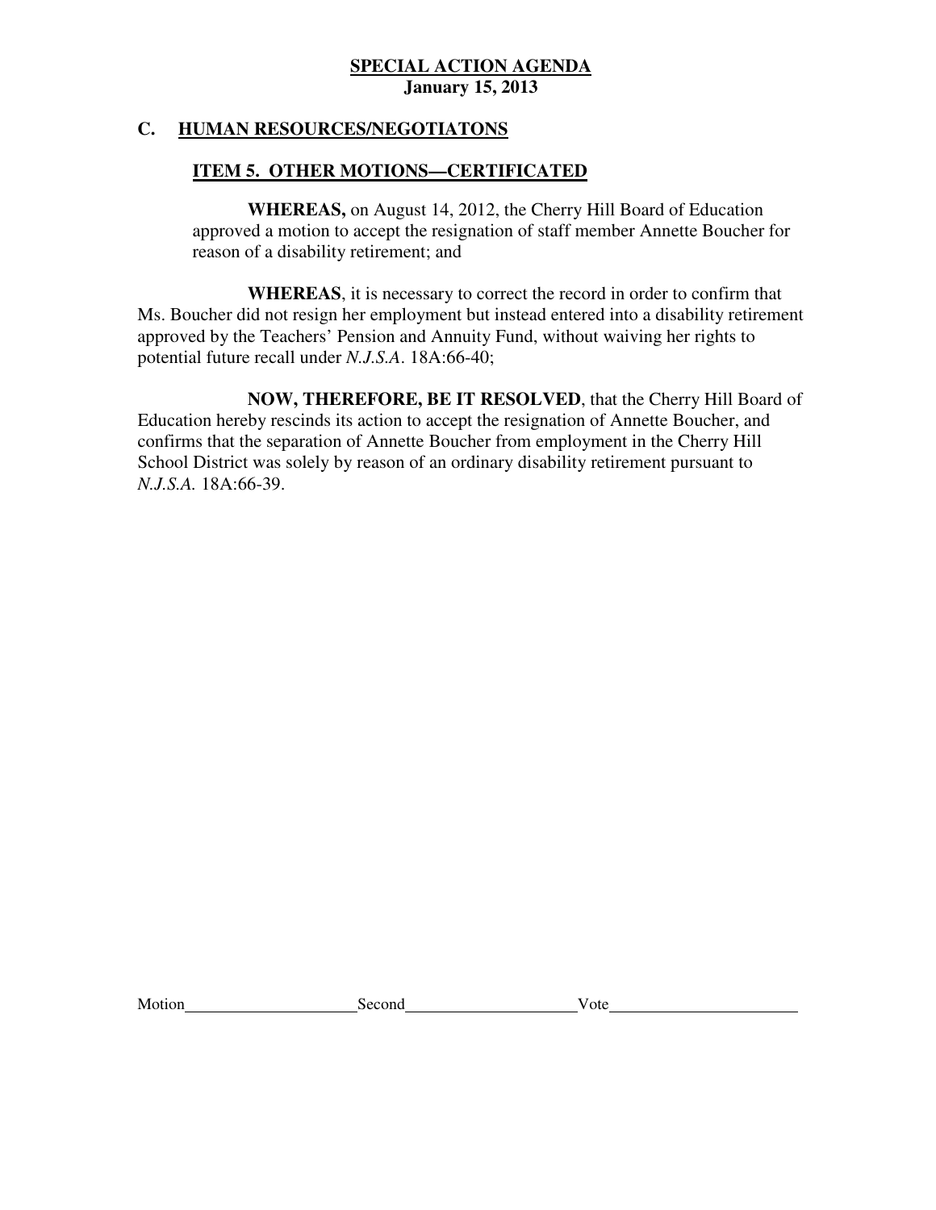**SPECIAL ACTION AGENDA**
**January 15, 2013**

## C. HUMAN RESOURCES/NEGOTIATONS

### ITEM 5. OTHER MOTIONS—CERTIFICATED

**WHEREAS,** on August 14, 2012, the Cherry Hill Board of Education approved a motion to accept the resignation of staff member Annette Boucher for reason of a disability retirement; and

**WHEREAS**, it is necessary to correct the record in order to confirm that Ms. Boucher did not resign her employment but instead entered into a disability retirement approved by the Teachers' Pension and Annuity Fund, without waiving her rights to potential future recall under *N.J.S.A*. 18A:66-40;

**NOW, THEREFORE, BE IT RESOLVED**, that the Cherry Hill Board of Education hereby rescinds its action to accept the resignation of Annette Boucher, and confirms that the separation of Annette Boucher from employment in the Cherry Hill School District was solely by reason of an ordinary disability retirement pursuant to *N.J.S.A.* 18A:66-39.

Motion____________________ Second____________________ Vote______________________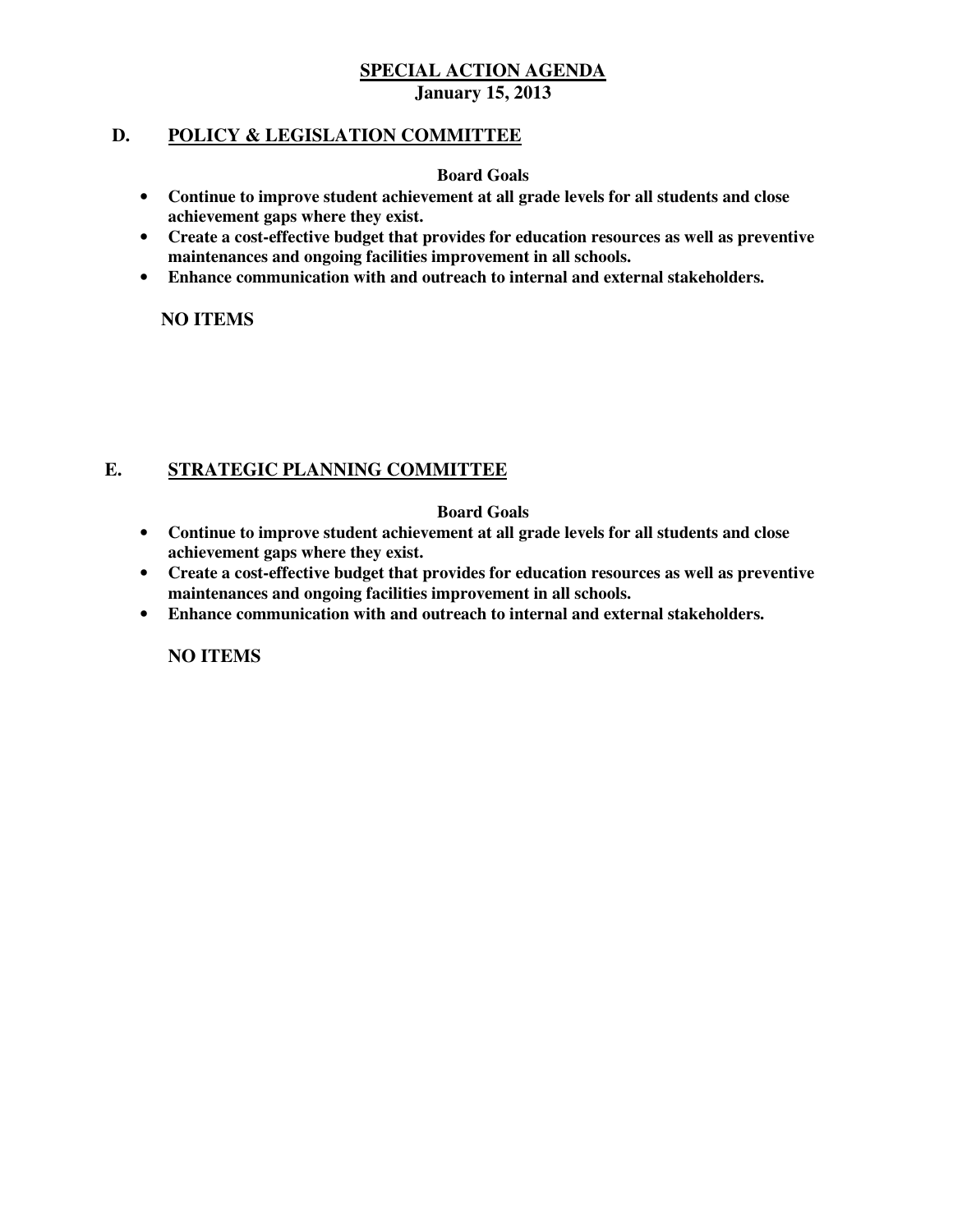# SPECIAL ACTION AGENDA
**January 15, 2013**

## D. POLICY & LEGISLATION COMMITTEE

**Board Goals**

- **Continue to improve student achievement at all grade levels for all students and close achievement gaps where they exist.**
- **Create a cost-effective budget that provides for education resources as well as preventive maintenances and ongoing facilities improvement in all schools.**
- **Enhance communication with and outreach to internal and external stakeholders.**

**NO ITEMS**

## E. STRATEGIC PLANNING COMMITTEE

**Board Goals**

- **Continue to improve student achievement at all grade levels for all students and close achievement gaps where they exist.**
- **Create a cost-effective budget that provides for education resources as well as preventive maintenances and ongoing facilities improvement in all schools.**
- **Enhance communication with and outreach to internal and external stakeholders.**

**NO ITEMS**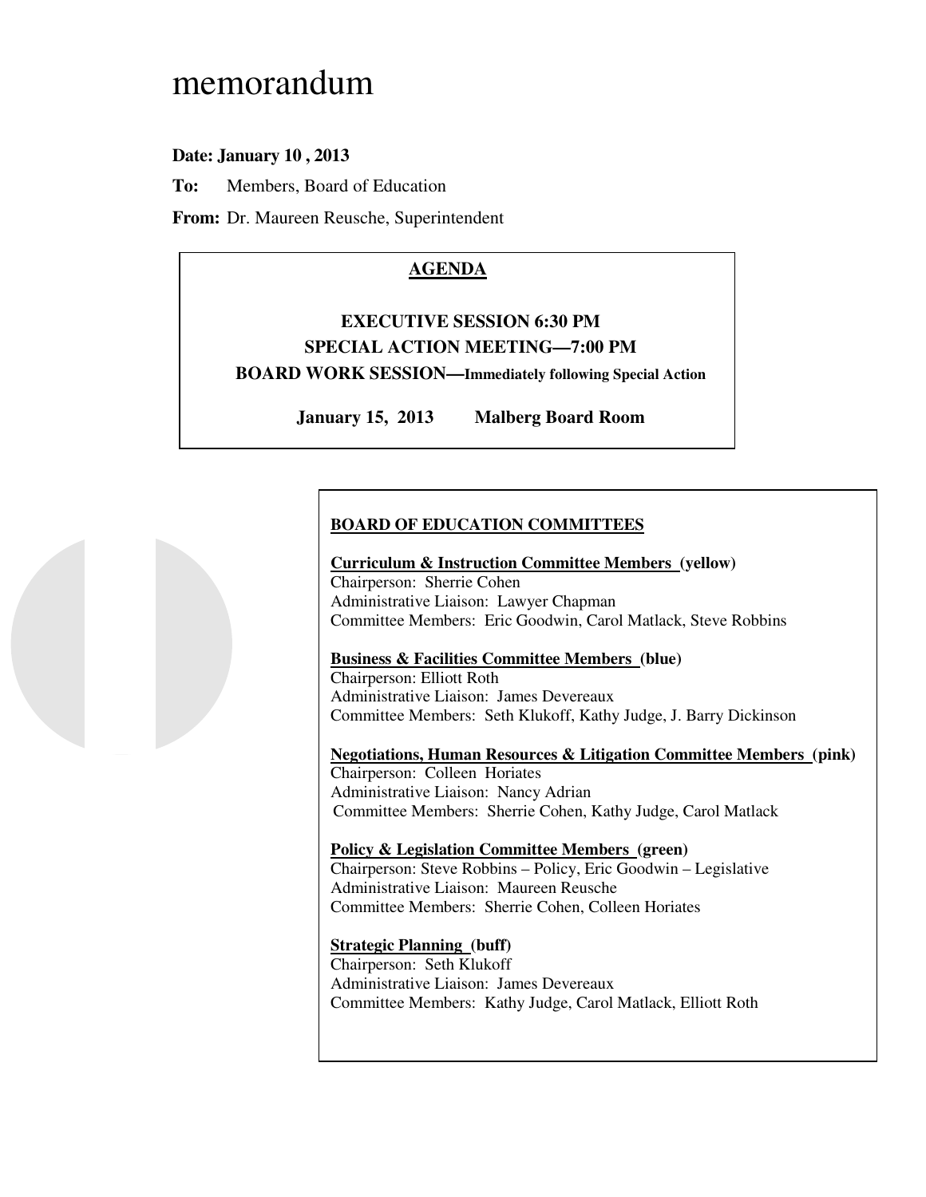# memorandum

**Date: January 10 , 2013**

**To:** Members, Board of Education

**From:** Dr. Maureen Reusche, Superintendent

**AGENDA**

**EXECUTIVE SESSION 6:30 PM**

**SPECIAL ACTION MEETING—7:00 PM**

**BOARD WORK SESSION—Immediately following Special Action**

**January 15, 2013 Malberg Board Room**

**BOARD OF EDUCATION COMMITTEES**

**Curriculum & Instruction Committee Members (yellow)**
Chairperson: Sherrie Cohen
Administrative Liaison: Lawyer Chapman
Committee Members: Eric Goodwin, Carol Matlack, Steve Robbins

**Business & Facilities Committee Members (blue)**
Chairperson: Elliott Roth
Administrative Liaison: James Devereaux
Committee Members: Seth Klukoff, Kathy Judge, J. Barry Dickinson

**Negotiations, Human Resources & Litigation Committee Members (pink)**
Chairperson: Colleen Horiates
Administrative Liaison: Nancy Adrian
Committee Members: Sherrie Cohen, Kathy Judge, Carol Matlack

**Policy & Legislation Committee Members (green)**
Chairperson: Steve Robbins – Policy, Eric Goodwin – Legislative
Administrative Liaison: Maureen Reusche
Committee Members: Sherrie Cohen, Colleen Horiates

**Strategic Planning (buff)**
Chairperson: Seth Klukoff
Administrative Liaison: James Devereaux
Committee Members: Kathy Judge, Carol Matlack, Elliott Roth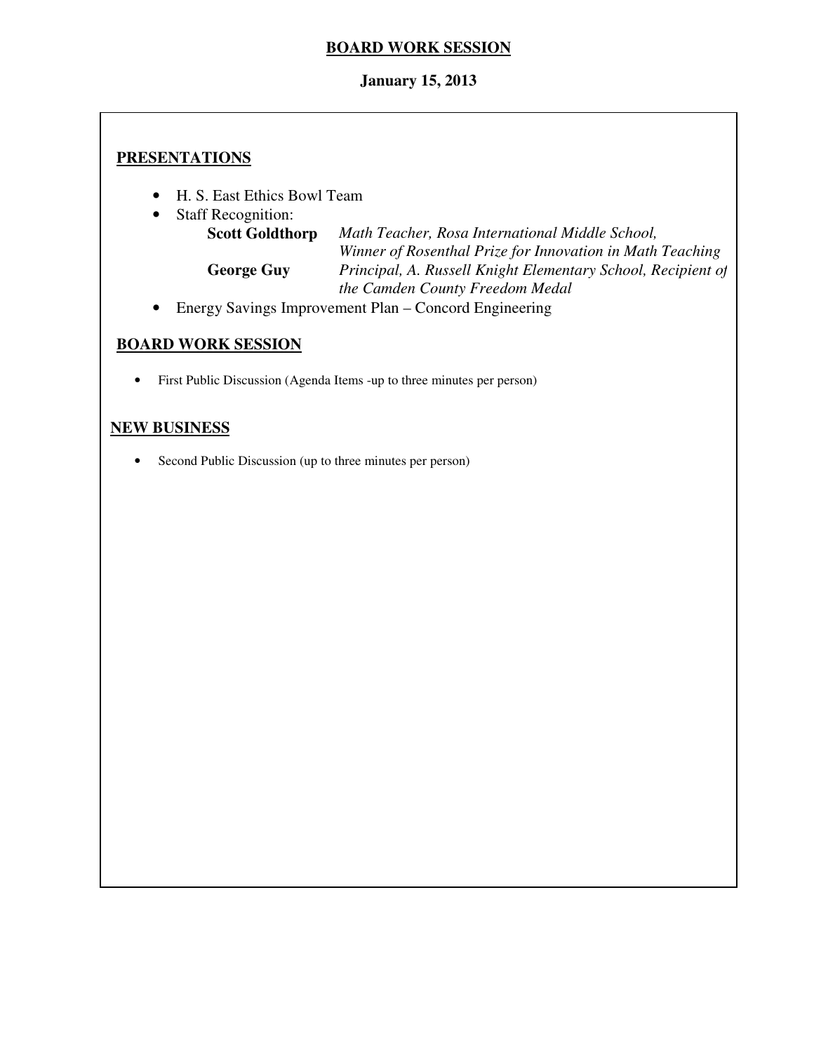# BOARD WORK SESSION

**January 15, 2013**

## PRESENTATIONS

- H. S. East Ethics Bowl Team
- Staff Recognition:
  - **Scott Goldthorp** *Math Teacher, Rosa International Middle School, Winner of Rosenthal Prize for Innovation in Math Teaching*
  - **George Guy** *Principal, A. Russell Knight Elementary School, Recipient of the Camden County Freedom Medal*
- Energy Savings Improvement Plan – Concord Engineering

## BOARD WORK SESSION

- First Public Discussion (Agenda Items -up to three minutes per person)

## NEW BUSINESS

- Second Public Discussion (up to three minutes per person)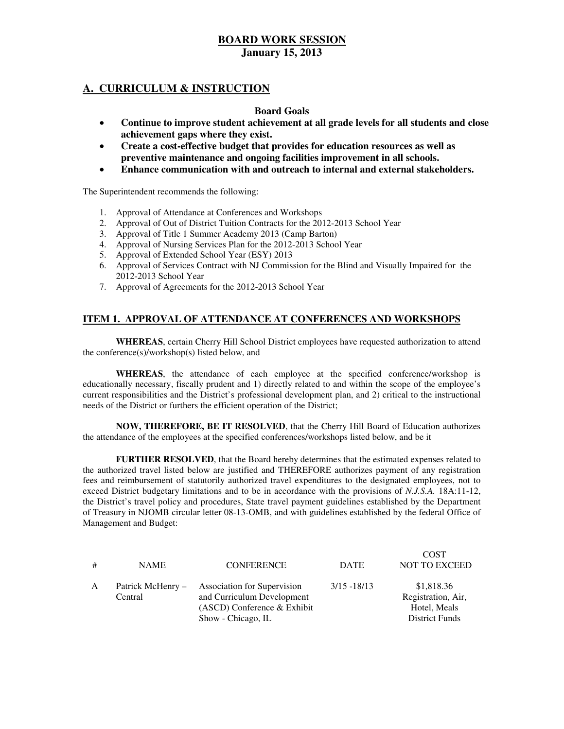# BOARD WORK SESSION

**January 15, 2013**

## A. CURRICULUM & INSTRUCTION

**Board Goals**

- **Continue to improve student achievement at all grade levels for all students and close achievement gaps where they exist.**
- **Create a cost-effective budget that provides for education resources as well as preventive maintenance and ongoing facilities improvement in all schools.**
- **Enhance communication with and outreach to internal and external stakeholders.**

The Superintendent recommends the following:

1. Approval of Attendance at Conferences and Workshops
2. Approval of Out of District Tuition Contracts for the 2012-2013 School Year
3. Approval of Title 1 Summer Academy 2013 (Camp Barton)
4. Approval of Nursing Services Plan for the 2012-2013 School Year
5. Approval of Extended School Year (ESY) 2013
6. Approval of Services Contract with NJ Commission for the Blind and Visually Impaired for the 2012-2013 School Year
7. Approval of Agreements for the 2012-2013 School Year

### ITEM 1. APPROVAL OF ATTENDANCE AT CONFERENCES AND WORKSHOPS

**WHEREAS**, certain Cherry Hill School District employees have requested authorization to attend the conference(s)/workshop(s) listed below, and

**WHEREAS**, the attendance of each employee at the specified conference/workshop is educationally necessary, fiscally prudent and 1) directly related to and within the scope of the employee's current responsibilities and the District's professional development plan, and 2) critical to the instructional needs of the District or furthers the efficient operation of the District;

**NOW, THEREFORE, BE IT RESOLVED**, that the Cherry Hill Board of Education authorizes the attendance of the employees at the specified conferences/workshops listed below, and be it

**FURTHER RESOLVED**, that the Board hereby determines that the estimated expenses related to the authorized travel listed below are justified and THEREFORE authorizes payment of any registration fees and reimbursement of statutorily authorized travel expenditures to the designated employees, not to exceed District budgetary limitations and to be in accordance with the provisions of *N.J.S.A.* 18A:11-12, the District's travel policy and procedures, State travel payment guidelines established by the Department of Treasury in NJOMB circular letter 08-13-OMB, and with guidelines established by the federal Office of Management and Budget:

| # | NAME | CONFERENCE | DATE | COST NOT TO EXCEED |
|---|---|---|---|---|
| A | Patrick McHenry – Central | Association for Supervision and Curriculum Development (ASCD) Conference & Exhibit Show - Chicago, IL | 3/15 -18/13 | $1,818.36 Registration, Air, Hotel, Meals District Funds |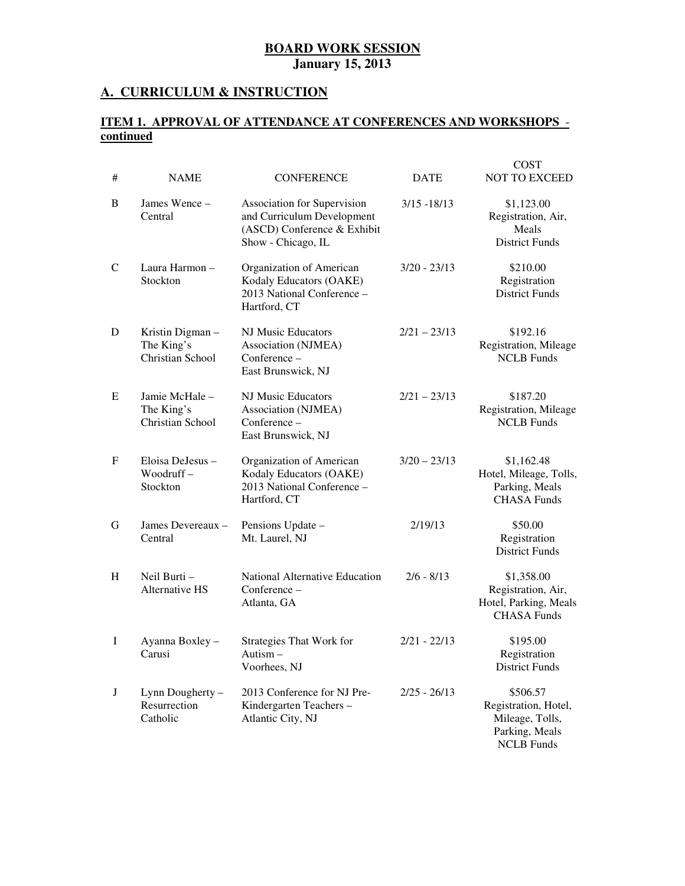## BOARD WORK SESSION
**January 15, 2013**

## A. CURRICULUM & INSTRUCTION

### ITEM 1. APPROVAL OF ATTENDANCE AT CONFERENCES AND WORKSHOPS - continued

| # | NAME | CONFERENCE | DATE | COST NOT TO EXCEED |
|---|---|---|---|---|
| B | James Wence – Central | Association for Supervision and Curriculum Development (ASCD) Conference & Exhibit Show - Chicago, IL | 3/15 -18/13 | $1,123.00 Registration, Air, Meals District Funds |
| C | Laura Harmon – Stockton | Organization of American Kodaly Educators (OAKE) 2013 National Conference – Hartford, CT | 3/20 - 23/13 | $210.00 Registration District Funds |
| D | Kristin Digman – The King's Christian School | NJ Music Educators Association (NJMEA) Conference – East Brunswick, NJ | 2/21 – 23/13 | $192.16 Registration, Mileage NCLB Funds |
| E | Jamie McHale – The King's Christian School | NJ Music Educators Association (NJMEA) Conference – East Brunswick, NJ | 2/21 – 23/13 | $187.20 Registration, Mileage NCLB Funds |
| F | Eloisa DeJesus – Woodruff – Stockton | Organization of American Kodaly Educators (OAKE) 2013 National Conference – Hartford, CT | 3/20 – 23/13 | $1,162.48 Hotel, Mileage, Tolls, Parking, Meals CHASA Funds |
| G | James Devereaux – Central | Pensions Update – Mt. Laurel, NJ | 2/19/13 | $50.00 Registration District Funds |
| H | Neil Burti – Alternative HS | National Alternative Education Conference – Atlanta, GA | 2/6 - 8/13 | $1,358.00 Registration, Air, Hotel, Parking, Meals CHASA Funds |
| I | Ayanna Boxley – Carusi | Strategies That Work for Autism – Voorhees, NJ | 2/21 - 22/13 | $195.00 Registration District Funds |
| J | Lynn Dougherty – Resurrection Catholic | 2013 Conference for NJ Pre-Kindergarten Teachers – Atlantic City, NJ | 2/25 - 26/13 | $506.57 Registration, Hotel, Mileage, Tolls, Parking, Meals NCLB Funds |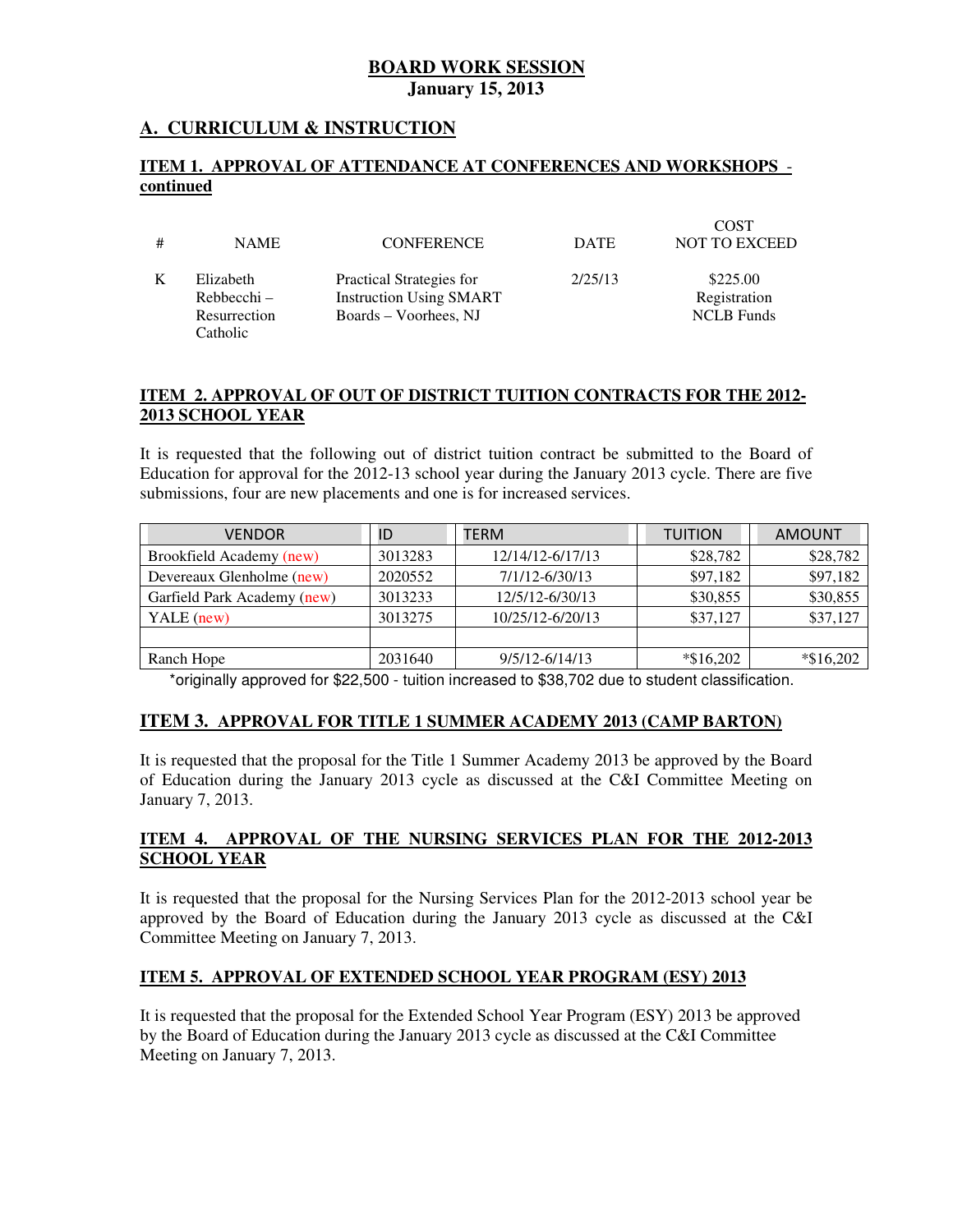# BOARD WORK SESSION
## January 15, 2013

## A. CURRICULUM & INSTRUCTION

### ITEM 1. APPROVAL OF ATTENDANCE AT CONFERENCES AND WORKSHOPS - continued

| # | NAME | CONFERENCE | DATE | COST NOT TO EXCEED |
|---|---|---|---|---|
| K | Elizabeth Rebbecchi – Resurrection Catholic | Practical Strategies for Instruction Using SMART Boards – Voorhees, NJ | 2/25/13 | $225.00 Registration NCLB Funds |

### ITEM 2. APPROVAL OF OUT OF DISTRICT TUITION CONTRACTS FOR THE 2012-2013 SCHOOL YEAR

It is requested that the following out of district tuition contract be submitted to the Board of Education for approval for the 2012-13 school year during the January 2013 cycle. There are five submissions, four are new placements and one is for increased services.

| VENDOR | ID | TERM | TUITION | AMOUNT |
|---|---|---|---|---|
| Brookfield Academy (new) | 3013283 | 12/14/12-6/17/13 | $28,782 | $28,782 |
| Devereaux Glenholme (new) | 2020552 | 7/1/12-6/30/13 | $97,182 | $97,182 |
| Garfield Park Academy (new) | 3013233 | 12/5/12-6/30/13 | $30,855 | $30,855 |
| YALE (new) | 3013275 | 10/25/12-6/20/13 | $37,127 | $37,127 |
| | | | | |
| Ranch Hope | 2031640 | 9/5/12-6/14/13 | *$16,202 | *$16,202 |

*originally approved for $22,500 - tuition increased to $38,702 due to student classification.

### ITEM 3. APPROVAL FOR TITLE 1 SUMMER ACADEMY 2013 (CAMP BARTON)

It is requested that the proposal for the Title 1 Summer Academy 2013 be approved by the Board of Education during the January 2013 cycle as discussed at the C&I Committee Meeting on January 7, 2013.

### ITEM 4. APPROVAL OF THE NURSING SERVICES PLAN FOR THE 2012-2013 SCHOOL YEAR

It is requested that the proposal for the Nursing Services Plan for the 2012-2013 school year be approved by the Board of Education during the January 2013 cycle as discussed at the C&I Committee Meeting on January 7, 2013.

### ITEM 5. APPROVAL OF EXTENDED SCHOOL YEAR PROGRAM (ESY) 2013

It is requested that the proposal for the Extended School Year Program (ESY) 2013 be approved by the Board of Education during the January 2013 cycle as discussed at the C&I Committee Meeting on January 7, 2013.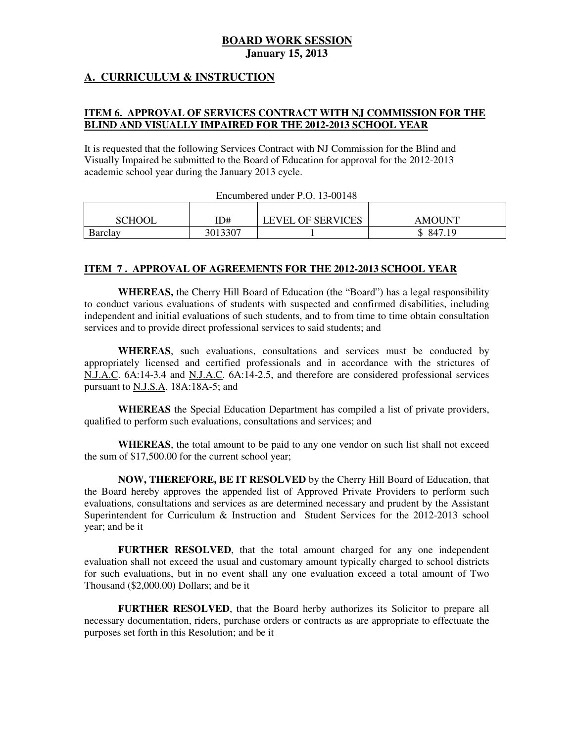**BOARD WORK SESSION**
**January 15, 2013**

## A. CURRICULUM & INSTRUCTION

### ITEM 6. APPROVAL OF SERVICES CONTRACT WITH NJ COMMISSION FOR THE BLIND AND VISUALLY IMPAIRED FOR THE 2012-2013 SCHOOL YEAR

It is requested that the following Services Contract with NJ Commission for the Blind and Visually Impaired be submitted to the Board of Education for approval for the 2012-2013 academic school year during the January 2013 cycle.

Encumbered under P.O. 13-00148

| SCHOOL | ID# | LEVEL OF SERVICES | AMOUNT |
|---|---|---|---|
| Barclay | 3013307 | 1 | $ 847.19 |

### ITEM 7 . APPROVAL OF AGREEMENTS FOR THE 2012-2013 SCHOOL YEAR

**WHEREAS,** the Cherry Hill Board of Education (the "Board") has a legal responsibility to conduct various evaluations of students with suspected and confirmed disabilities, including independent and initial evaluations of such students, and to from time to time obtain consultation services and to provide direct professional services to said students; and

**WHEREAS**, such evaluations, consultations and services must be conducted by appropriately licensed and certified professionals and in accordance with the strictures of N.J.A.C. 6A:14-3.4 and N.J.A.C. 6A:14-2.5, and therefore are considered professional services pursuant to N.J.S.A. 18A:18A-5; and

**WHEREAS** the Special Education Department has compiled a list of private providers, qualified to perform such evaluations, consultations and services; and

**WHEREAS**, the total amount to be paid to any one vendor on such list shall not exceed the sum of $17,500.00 for the current school year;

**NOW, THEREFORE, BE IT RESOLVED** by the Cherry Hill Board of Education, that the Board hereby approves the appended list of Approved Private Providers to perform such evaluations, consultations and services as are determined necessary and prudent by the Assistant Superintendent for Curriculum & Instruction and Student Services for the 2012-2013 school year; and be it

**FURTHER RESOLVED**, that the total amount charged for any one independent evaluation shall not exceed the usual and customary amount typically charged to school districts for such evaluations, but in no event shall any one evaluation exceed a total amount of Two Thousand ($2,000.00) Dollars; and be it

**FURTHER RESOLVED**, that the Board herby authorizes its Solicitor to prepare all necessary documentation, riders, purchase orders or contracts as are appropriate to effectuate the purposes set forth in this Resolution; and be it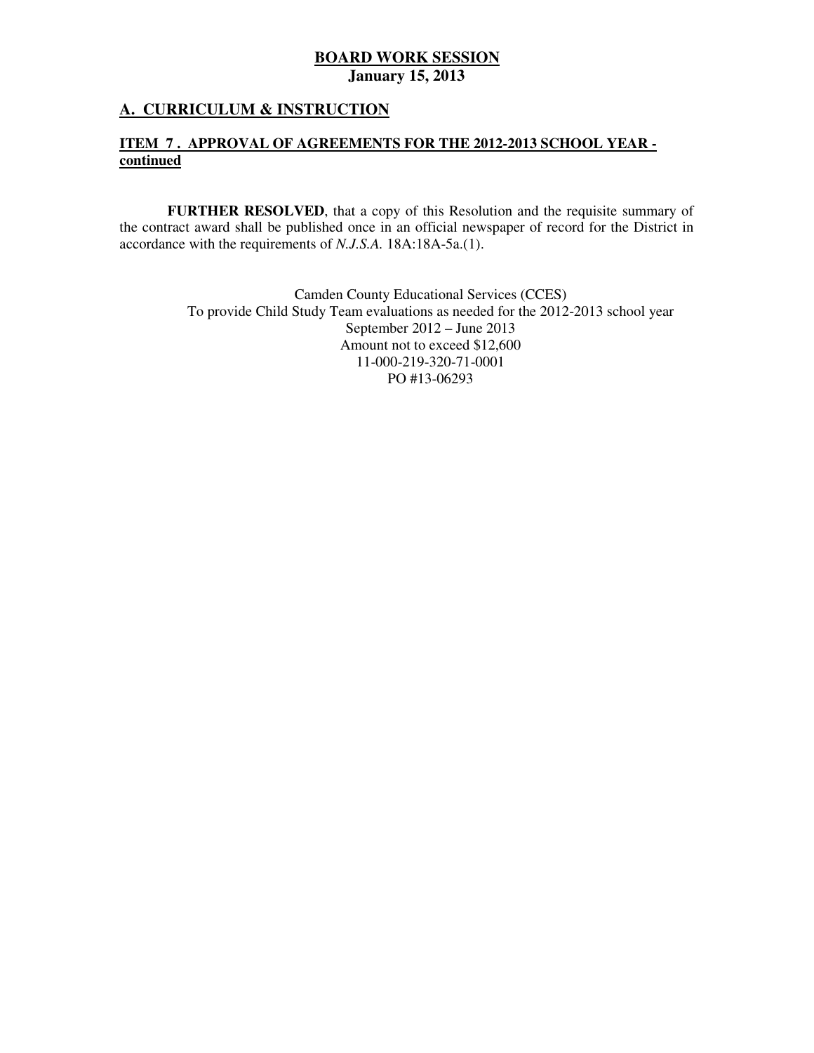**BOARD WORK SESSION**
**January 15, 2013**

## A. CURRICULUM & INSTRUCTION

### ITEM 7 . APPROVAL OF AGREEMENTS FOR THE 2012-2013 SCHOOL YEAR - continued

**FURTHER RESOLVED**, that a copy of this Resolution and the requisite summary of the contract award shall be published once in an official newspaper of record for the District in accordance with the requirements of *N.J.S.A.* 18A:18A-5a.(1).

Camden County Educational Services (CCES)
To provide Child Study Team evaluations as needed for the 2012-2013 school year
September 2012 – June 2013
Amount not to exceed $12,600
11-000-219-320-71-0001
PO #13-06293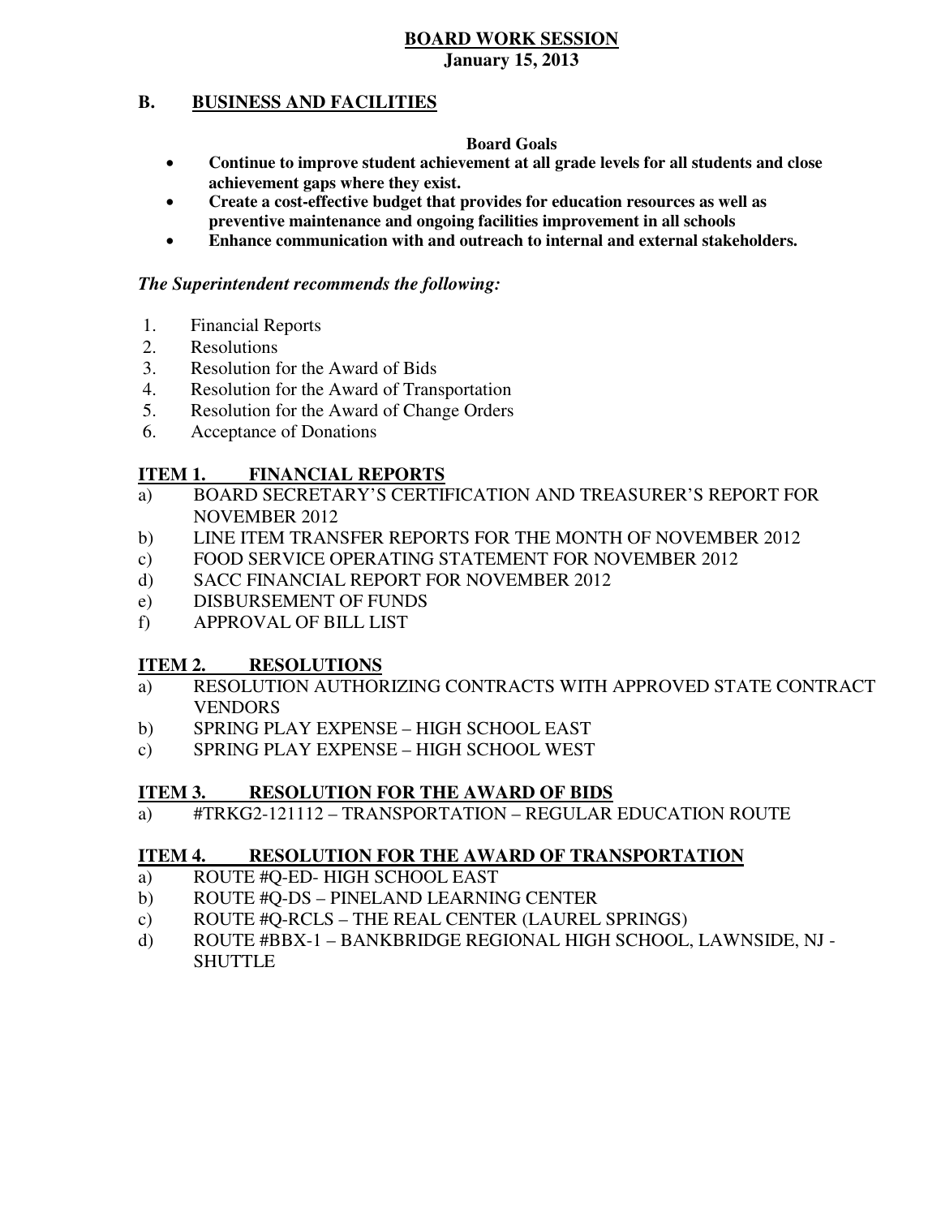# BOARD WORK SESSION

**January 15, 2013**

## B. BUSINESS AND FACILITIES

**Board Goals**

- **Continue to improve student achievement at all grade levels for all students and close achievement gaps where they exist.**
- **Create a cost-effective budget that provides for education resources as well as preventive maintenance and ongoing facilities improvement in all schools**
- **Enhance communication with and outreach to internal and external stakeholders.**

***The Superintendent recommends the following:***

1. Financial Reports
2. Resolutions
3. Resolution for the Award of Bids
4. Resolution for the Award of Transportation
5. Resolution for the Award of Change Orders
6. Acceptance of Donations

### ITEM 1. FINANCIAL REPORTS

a) BOARD SECRETARY'S CERTIFICATION AND TREASURER'S REPORT FOR NOVEMBER 2012
b) LINE ITEM TRANSFER REPORTS FOR THE MONTH OF NOVEMBER 2012
c) FOOD SERVICE OPERATING STATEMENT FOR NOVEMBER 2012
d) SACC FINANCIAL REPORT FOR NOVEMBER 2012
e) DISBURSEMENT OF FUNDS
f) APPROVAL OF BILL LIST

### ITEM 2. RESOLUTIONS

a) RESOLUTION AUTHORIZING CONTRACTS WITH APPROVED STATE CONTRACT VENDORS
b) SPRING PLAY EXPENSE – HIGH SCHOOL EAST
c) SPRING PLAY EXPENSE – HIGH SCHOOL WEST

### ITEM 3. RESOLUTION FOR THE AWARD OF BIDS

a) #TRKG2-121112 – TRANSPORTATION – REGULAR EDUCATION ROUTE

### ITEM 4. RESOLUTION FOR THE AWARD OF TRANSPORTATION

a) ROUTE #Q-ED- HIGH SCHOOL EAST
b) ROUTE #Q-DS – PINELAND LEARNING CENTER
c) ROUTE #Q-RCLS – THE REAL CENTER (LAUREL SPRINGS)
d) ROUTE #BBX-1 – BANKBRIDGE REGIONAL HIGH SCHOOL, LAWNSIDE, NJ - SHUTTLE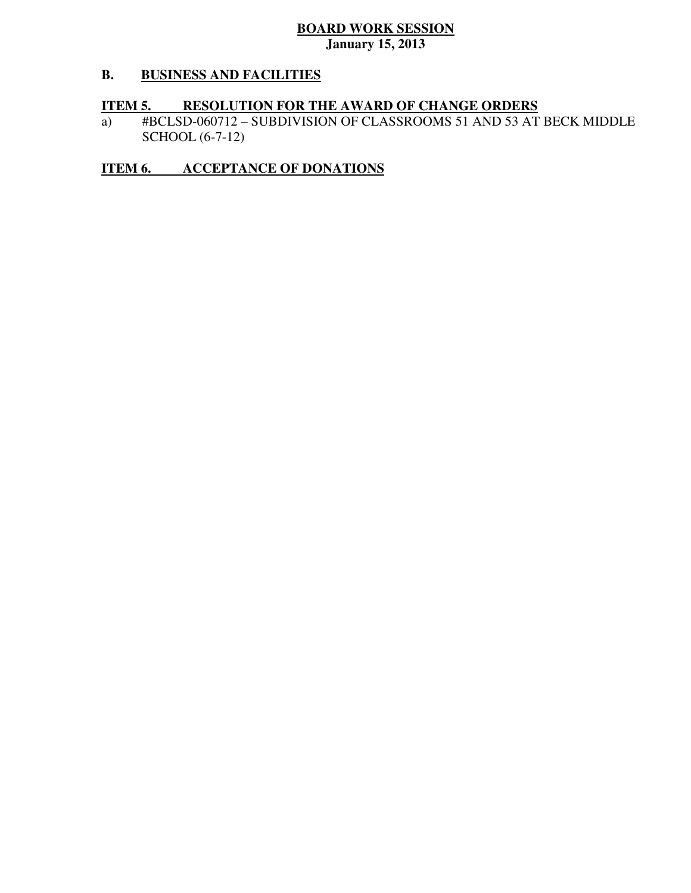**BOARD WORK SESSION**
**January 15, 2013**

## B. BUSINESS AND FACILITIES

### ITEM 5. RESOLUTION FOR THE AWARD OF CHANGE ORDERS

a) #BCLSD-060712 – SUBDIVISION OF CLASSROOMS 51 AND 53 AT BECK MIDDLE SCHOOL (6-7-12)

### ITEM 6. ACCEPTANCE OF DONATIONS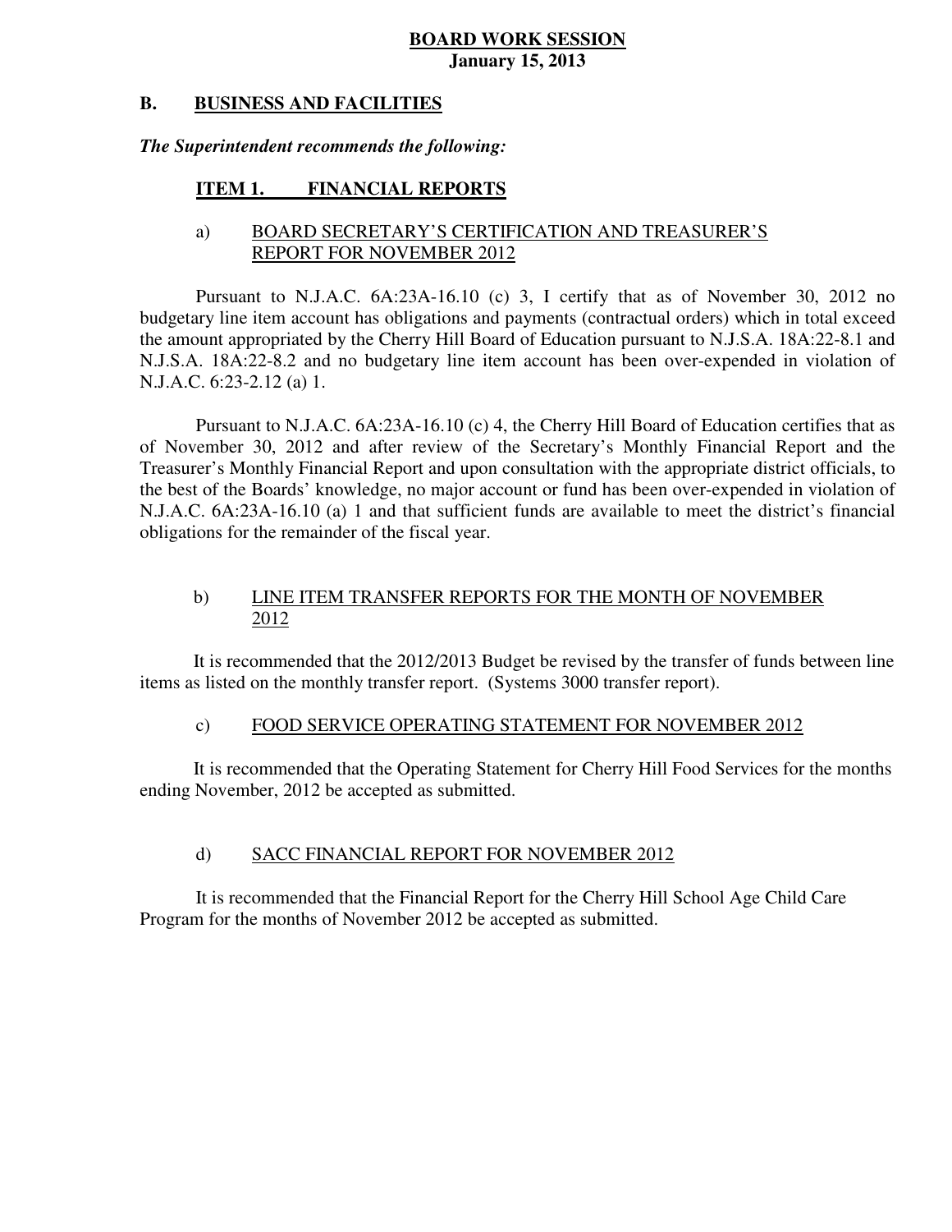**BOARD WORK SESSION**
**January 15, 2013**

## B. BUSINESS AND FACILITIES

***The Superintendent recommends the following:***

### ITEM 1. FINANCIAL REPORTS

a) BOARD SECRETARY'S CERTIFICATION AND TREASURER'S REPORT FOR NOVEMBER 2012

Pursuant to N.J.A.C. 6A:23A-16.10 (c) 3, I certify that as of November 30, 2012 no budgetary line item account has obligations and payments (contractual orders) which in total exceed the amount appropriated by the Cherry Hill Board of Education pursuant to N.J.S.A. 18A:22-8.1 and N.J.S.A. 18A:22-8.2 and no budgetary line item account has been over-expended in violation of N.J.A.C. 6:23-2.12 (a) 1.

Pursuant to N.J.A.C. 6A:23A-16.10 (c) 4, the Cherry Hill Board of Education certifies that as of November 30, 2012 and after review of the Secretary's Monthly Financial Report and the Treasurer's Monthly Financial Report and upon consultation with the appropriate district officials, to the best of the Boards' knowledge, no major account or fund has been over-expended in violation of N.J.A.C. 6A:23A-16.10 (a) 1 and that sufficient funds are available to meet the district's financial obligations for the remainder of the fiscal year.

b) LINE ITEM TRANSFER REPORTS FOR THE MONTH OF NOVEMBER 2012

It is recommended that the 2012/2013 Budget be revised by the transfer of funds between line items as listed on the monthly transfer report. (Systems 3000 transfer report).

c) FOOD SERVICE OPERATING STATEMENT FOR NOVEMBER 2012

It is recommended that the Operating Statement for Cherry Hill Food Services for the months ending November, 2012 be accepted as submitted.

d) SACC FINANCIAL REPORT FOR NOVEMBER 2012

It is recommended that the Financial Report for the Cherry Hill School Age Child Care Program for the months of November 2012 be accepted as submitted.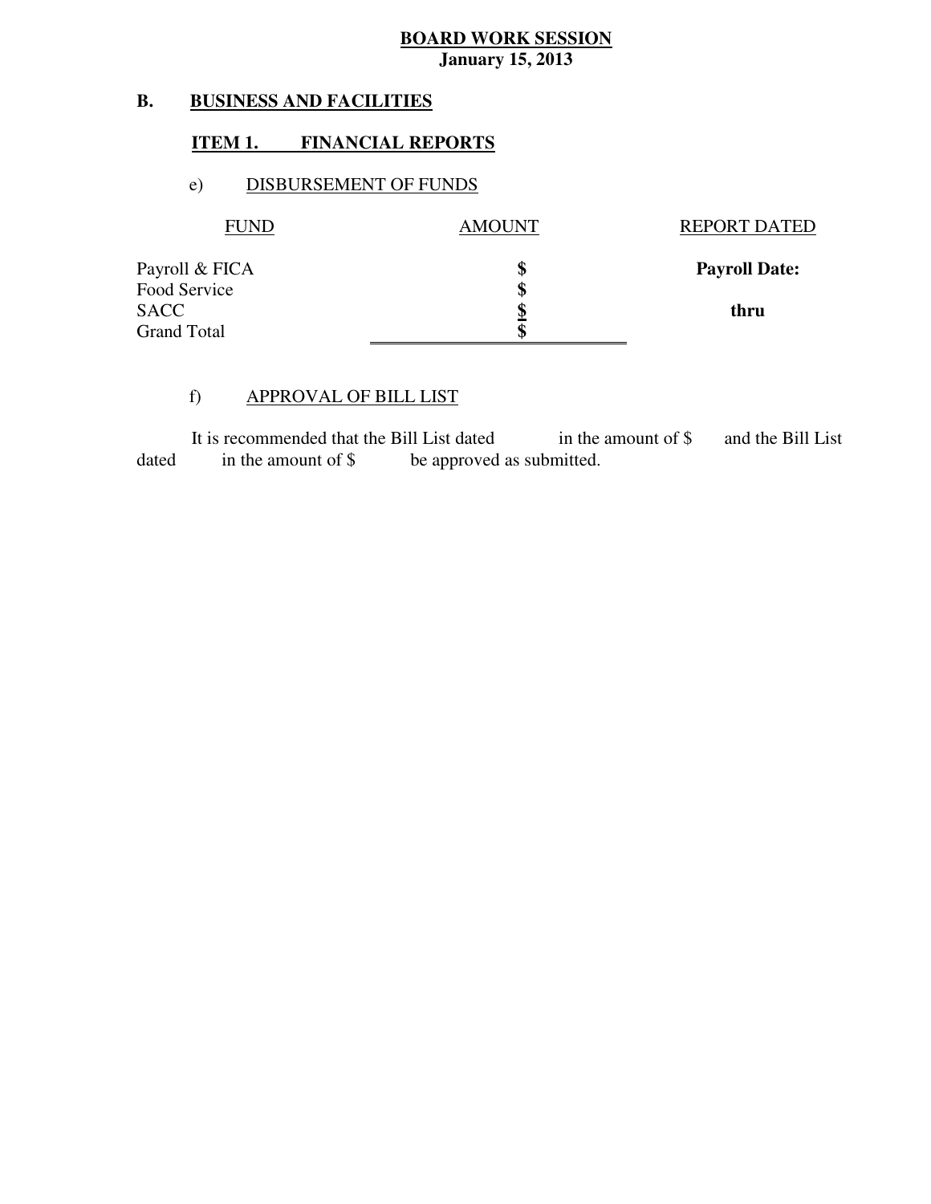**BOARD WORK SESSION**
**January 15, 2013**

**B. BUSINESS AND FACILITIES**

**ITEM 1. FINANCIAL REPORTS**

e) DISBURSEMENT OF FUNDS

| FUND | AMOUNT | REPORT DATED |
|---|---|---|
| Payroll & FICA | **$** | **Payroll Date:** |
| Food Service | **$** | |
| SACC | **$** | **thru** |
| Grand Total | **$** | |

f) APPROVAL OF BILL LIST

It is recommended that the Bill List dated in the amount of $ and the Bill List dated in the amount of $ be approved as submitted.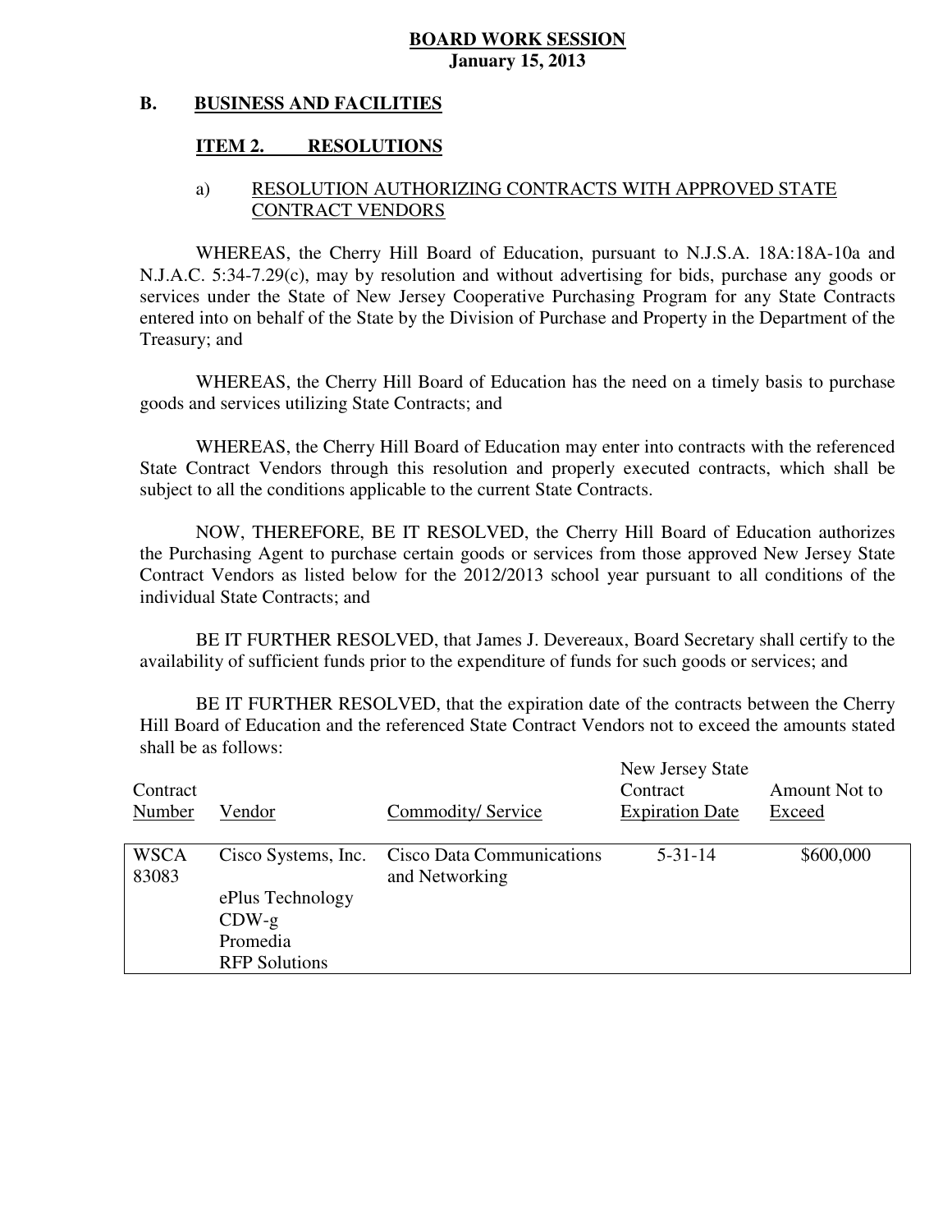**BOARD WORK SESSION**
**January 15, 2013**

## B. BUSINESS AND FACILITIES

### ITEM 2. RESOLUTIONS

a) RESOLUTION AUTHORIZING CONTRACTS WITH APPROVED STATE CONTRACT VENDORS

WHEREAS, the Cherry Hill Board of Education, pursuant to N.J.S.A. 18A:18A-10a and N.J.A.C. 5:34-7.29(c), may by resolution and without advertising for bids, purchase any goods or services under the State of New Jersey Cooperative Purchasing Program for any State Contracts entered into on behalf of the State by the Division of Purchase and Property in the Department of the Treasury; and

WHEREAS, the Cherry Hill Board of Education has the need on a timely basis to purchase goods and services utilizing State Contracts; and

WHEREAS, the Cherry Hill Board of Education may enter into contracts with the referenced State Contract Vendors through this resolution and properly executed contracts, which shall be subject to all the conditions applicable to the current State Contracts.

NOW, THEREFORE, BE IT RESOLVED, the Cherry Hill Board of Education authorizes the Purchasing Agent to purchase certain goods or services from those approved New Jersey State Contract Vendors as listed below for the 2012/2013 school year pursuant to all conditions of the individual State Contracts; and

BE IT FURTHER RESOLVED, that James J. Devereaux, Board Secretary shall certify to the availability of sufficient funds prior to the expenditure of funds for such goods or services; and

BE IT FURTHER RESOLVED, that the expiration date of the contracts between the Cherry Hill Board of Education and the referenced State Contract Vendors not to exceed the amounts stated shall be as follows:

| Contract Number | Vendor | Commodity/ Service | New Jersey State Contract Expiration Date | Amount Not to Exceed |
|---|---|---|---|---|
| WSCA 83083 | Cisco Systems, Inc.<br>ePlus Technology<br>CDW-g<br>Promedia<br>RFP Solutions | Cisco Data Communications and Networking | 5-31-14 | $600,000 |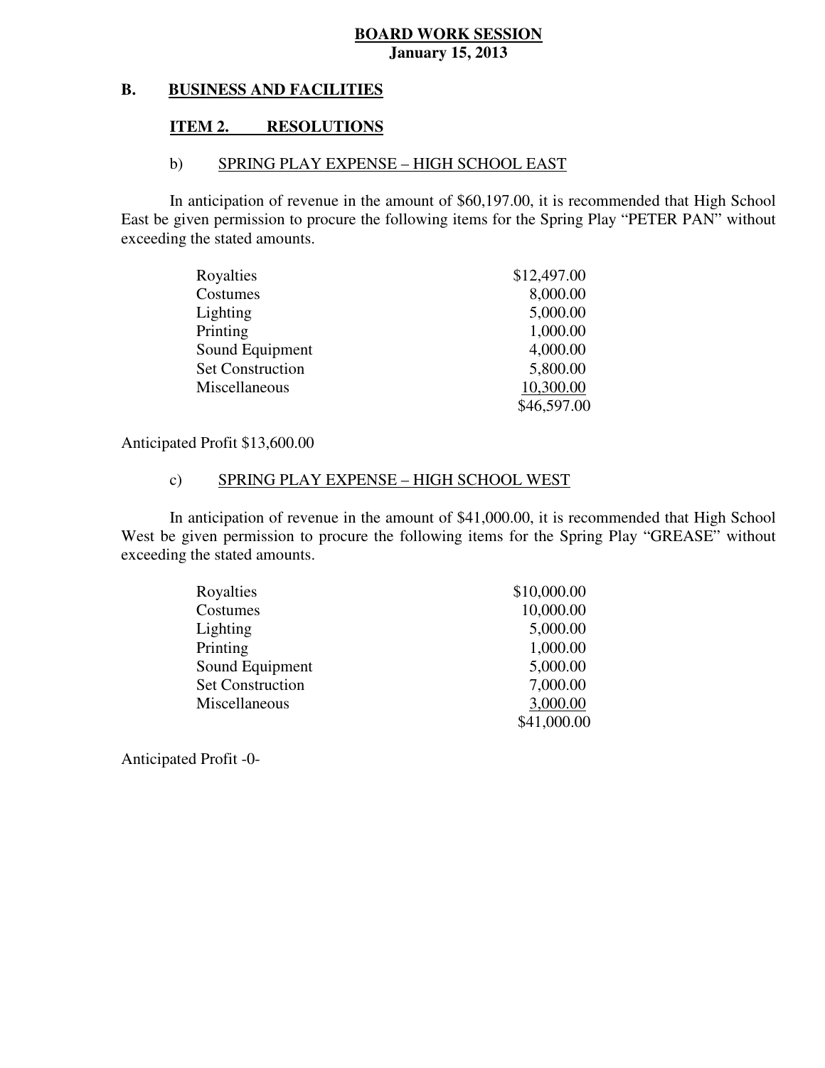**BOARD WORK SESSION**
**January 15, 2013**

## B. BUSINESS AND FACILITIES

### ITEM 2. RESOLUTIONS

#### b) SPRING PLAY EXPENSE – HIGH SCHOOL EAST

In anticipation of revenue in the amount of $60,197.00, it is recommended that High School East be given permission to procure the following items for the Spring Play "PETER PAN" without exceeding the stated amounts.

| | |
|---|---|
| Royalties | $12,497.00 |
| Costumes | 8,000.00 |
| Lighting | 5,000.00 |
| Printing | 1,000.00 |
| Sound Equipment | 4,000.00 |
| Set Construction | 5,800.00 |
| Miscellaneous | 10,300.00 |
| | $46,597.00 |

Anticipated Profit $13,600.00

#### c) SPRING PLAY EXPENSE – HIGH SCHOOL WEST

In anticipation of revenue in the amount of $41,000.00, it is recommended that High School West be given permission to procure the following items for the Spring Play "GREASE" without exceeding the stated amounts.

| | |
|---|---|
| Royalties | $10,000.00 |
| Costumes | 10,000.00 |
| Lighting | 5,000.00 |
| Printing | 1,000.00 |
| Sound Equipment | 5,000.00 |
| Set Construction | 7,000.00 |
| Miscellaneous | 3,000.00 |
| | $41,000.00 |

Anticipated Profit -0-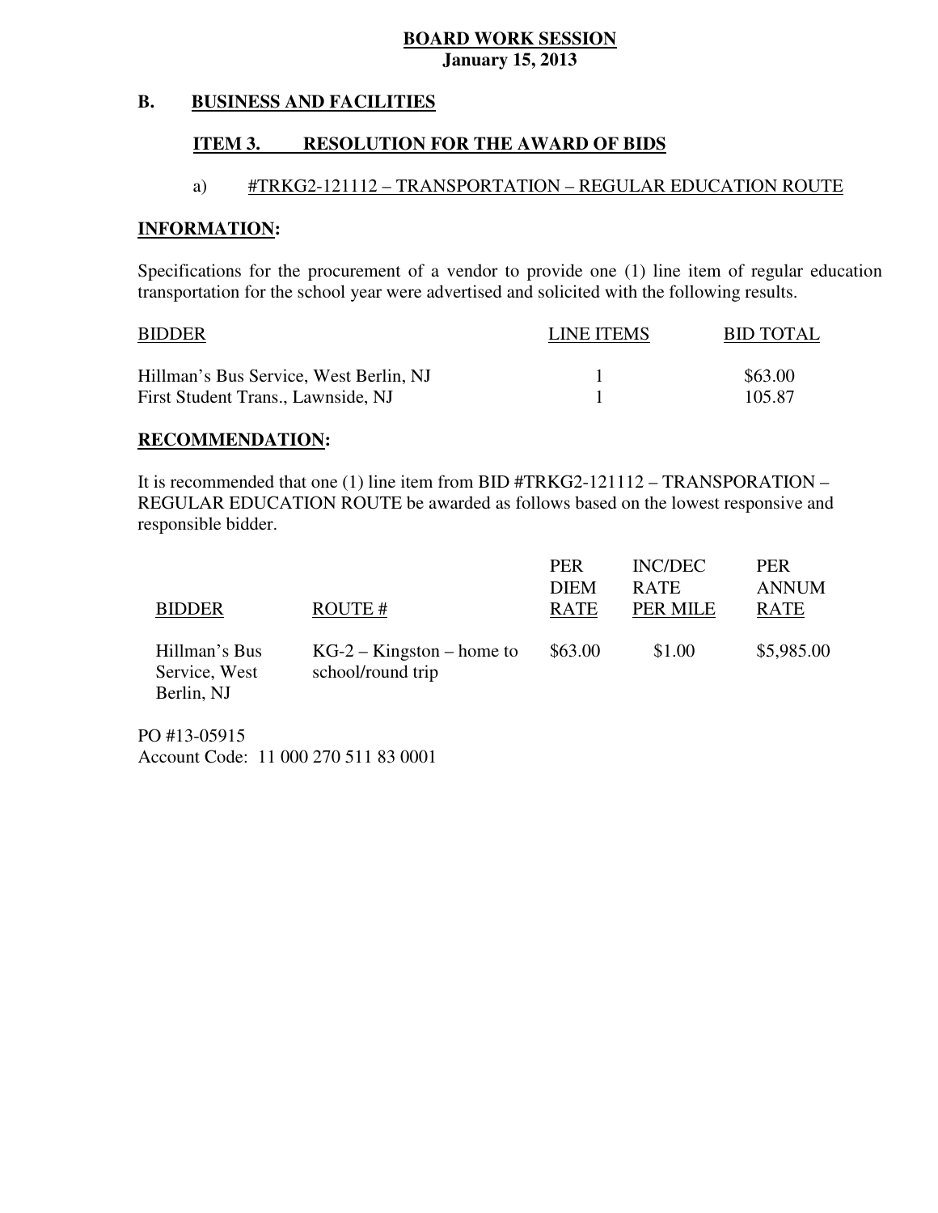**BOARD WORK SESSION**
**January 15, 2013**

## B. BUSINESS AND FACILITIES

### ITEM 3. RESOLUTION FOR THE AWARD OF BIDS

a) #TRKG2-121112 – TRANSPORTATION – REGULAR EDUCATION ROUTE

**INFORMATION:**

Specifications for the procurement of a vendor to provide one (1) line item of regular education transportation for the school year were advertised and solicited with the following results.

| BIDDER | LINE ITEMS | BID TOTAL |
| --- | --- | --- |
| Hillman's Bus Service, West Berlin, NJ | 1 | $63.00 |
| First Student Trans., Lawnside, NJ | 1 | 105.87 |

**RECOMMENDATION:**

It is recommended that one (1) line item from BID #TRKG2-121112 – TRANSPORATION – REGULAR EDUCATION ROUTE be awarded as follows based on the lowest responsive and responsible bidder.

| BIDDER | ROUTE # | PER DIEM RATE | INC/DEC RATE PER MILE | PER ANNUM RATE |
| --- | --- | --- | --- | --- |
| Hillman's Bus Service, West Berlin, NJ | KG-2 – Kingston – home to school/round trip | $63.00 | $1.00 | $5,985.00 |

PO #13-05915
Account Code: 11 000 270 511 83 0001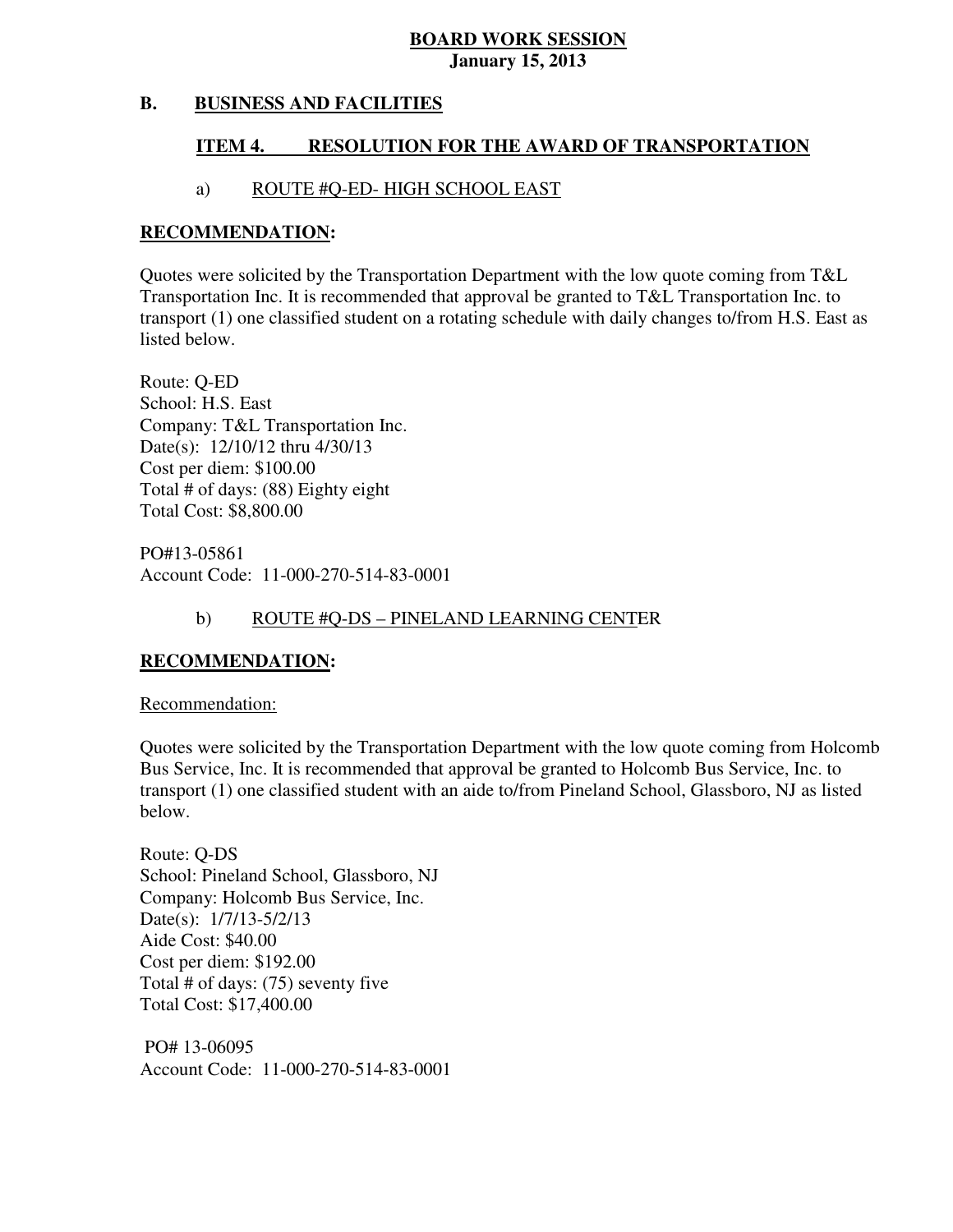**BOARD WORK SESSION**
**January 15, 2013**

## B. BUSINESS AND FACILITIES

### ITEM 4. RESOLUTION FOR THE AWARD OF TRANSPORTATION

a) ROUTE #Q-ED- HIGH SCHOOL EAST

**RECOMMENDATION:**

Quotes were solicited by the Transportation Department with the low quote coming from T&L Transportation Inc. It is recommended that approval be granted to T&L Transportation Inc. to transport (1) one classified student on a rotating schedule with daily changes to/from H.S. East as listed below.

Route: Q-ED
School: H.S. East
Company: T&L Transportation Inc.
Date(s): 12/10/12 thru 4/30/13
Cost per diem: $100.00
Total # of days: (88) Eighty eight
Total Cost: $8,800.00

PO#13-05861
Account Code: 11-000-270-514-83-0001

b) ROUTE #Q-DS – PINELAND LEARNING CENTER

**RECOMMENDATION:**

Recommendation:

Quotes were solicited by the Transportation Department with the low quote coming from Holcomb Bus Service, Inc. It is recommended that approval be granted to Holcomb Bus Service, Inc. to transport (1) one classified student with an aide to/from Pineland School, Glassboro, NJ as listed below.

Route: Q-DS
School: Pineland School, Glassboro, NJ
Company: Holcomb Bus Service, Inc.
Date(s): 1/7/13-5/2/13
Aide Cost: $40.00
Cost per diem: $192.00
Total # of days: (75) seventy five
Total Cost: $17,400.00

PO# 13-06095
Account Code: 11-000-270-514-83-0001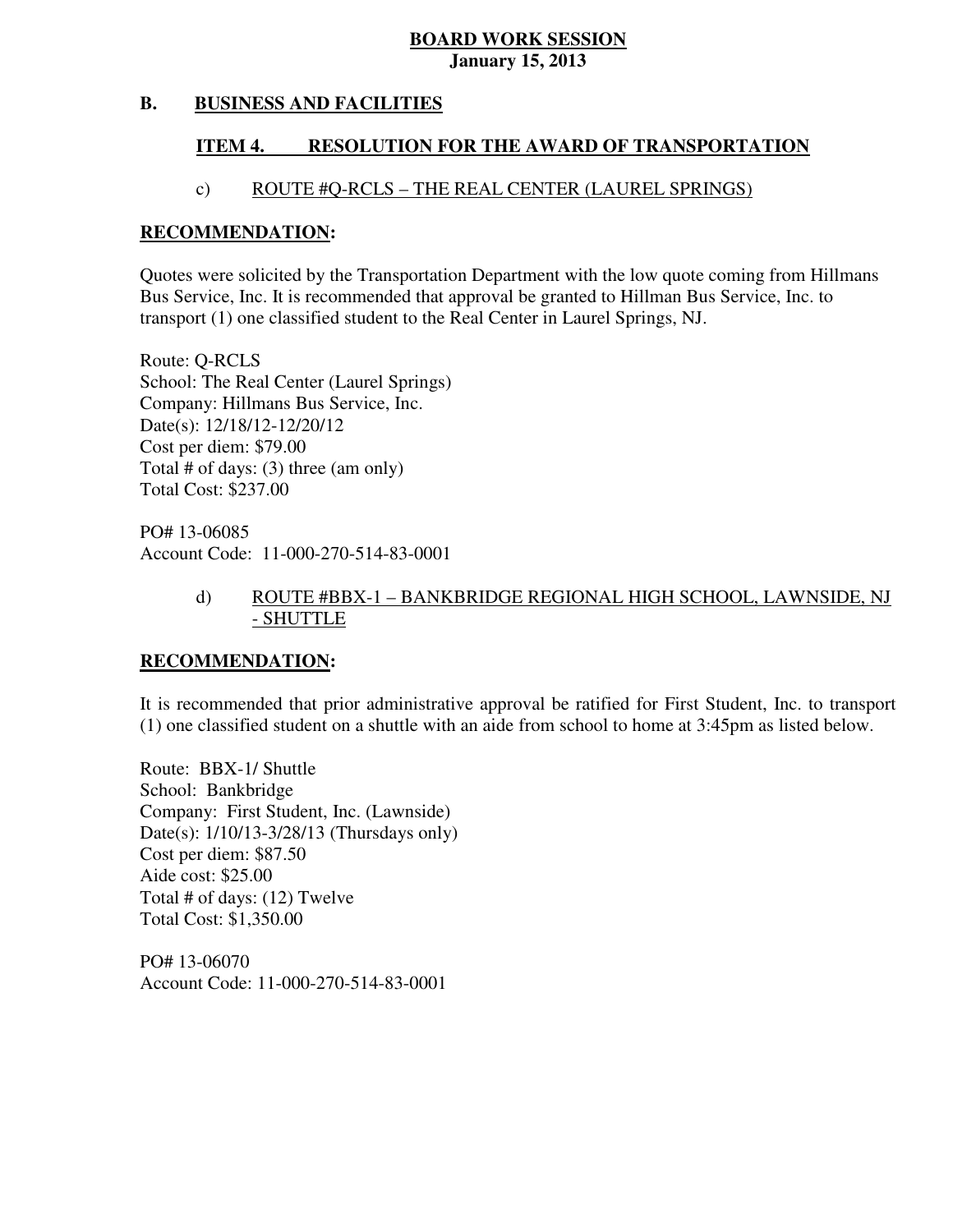**BOARD WORK SESSION**
**January 15, 2013**

## B. BUSINESS AND FACILITIES

### ITEM 4. RESOLUTION FOR THE AWARD OF TRANSPORTATION

c) ROUTE #Q-RCLS – THE REAL CENTER (LAUREL SPRINGS)

**RECOMMENDATION:**

Quotes were solicited by the Transportation Department with the low quote coming from Hillmans Bus Service, Inc. It is recommended that approval be granted to Hillman Bus Service, Inc. to transport (1) one classified student to the Real Center in Laurel Springs, NJ.

Route: Q-RCLS
School: The Real Center (Laurel Springs)
Company: Hillmans Bus Service, Inc.
Date(s): 12/18/12-12/20/12
Cost per diem: $79.00
Total # of days: (3) three (am only)
Total Cost: $237.00

PO# 13-06085
Account Code: 11-000-270-514-83-0001

d) ROUTE #BBX-1 – BANKBRIDGE REGIONAL HIGH SCHOOL, LAWNSIDE, NJ - SHUTTLE

**RECOMMENDATION:**

It is recommended that prior administrative approval be ratified for First Student, Inc. to transport (1) one classified student on a shuttle with an aide from school to home at 3:45pm as listed below.

Route: BBX-1/ Shuttle
School: Bankbridge
Company: First Student, Inc. (Lawnside)
Date(s): 1/10/13-3/28/13 (Thursdays only)
Cost per diem: $87.50
Aide cost: $25.00
Total # of days: (12) Twelve
Total Cost: $1,350.00

PO# 13-06070
Account Code: 11-000-270-514-83-0001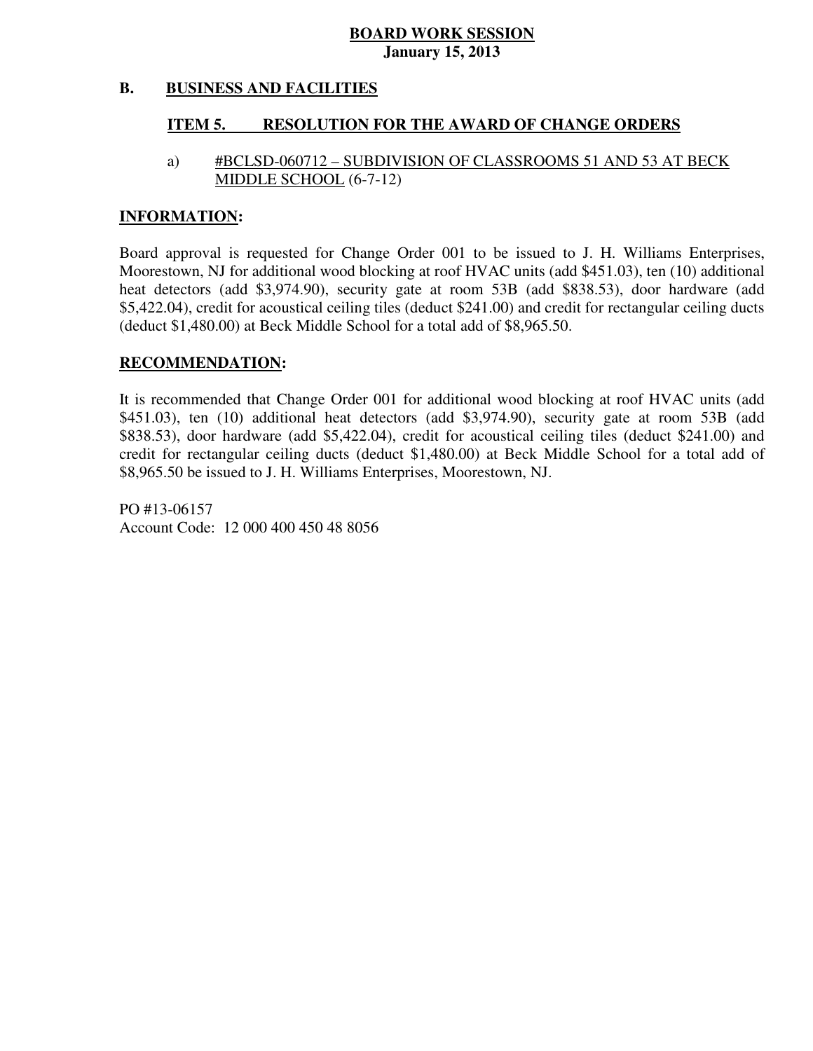**BOARD WORK SESSION**
**January 15, 2013**

## B. BUSINESS AND FACILITIES

### ITEM 5. RESOLUTION FOR THE AWARD OF CHANGE ORDERS

a) #BCLSD-060712 – SUBDIVISION OF CLASSROOMS 51 AND 53 AT BECK MIDDLE SCHOOL (6-7-12)

**INFORMATION:**

Board approval is requested for Change Order 001 to be issued to J. H. Williams Enterprises, Moorestown, NJ for additional wood blocking at roof HVAC units (add $451.03), ten (10) additional heat detectors (add $3,974.90), security gate at room 53B (add $838.53), door hardware (add $5,422.04), credit for acoustical ceiling tiles (deduct $241.00) and credit for rectangular ceiling ducts (deduct $1,480.00) at Beck Middle School for a total add of $8,965.50.

**RECOMMENDATION:**

It is recommended that Change Order 001 for additional wood blocking at roof HVAC units (add $451.03), ten (10) additional heat detectors (add $3,974.90), security gate at room 53B (add $838.53), door hardware (add $5,422.04), credit for acoustical ceiling tiles (deduct $241.00) and credit for rectangular ceiling ducts (deduct $1,480.00) at Beck Middle School for a total add of $8,965.50 be issued to J. H. Williams Enterprises, Moorestown, NJ.

PO #13-06157
Account Code: 12 000 400 450 48 8056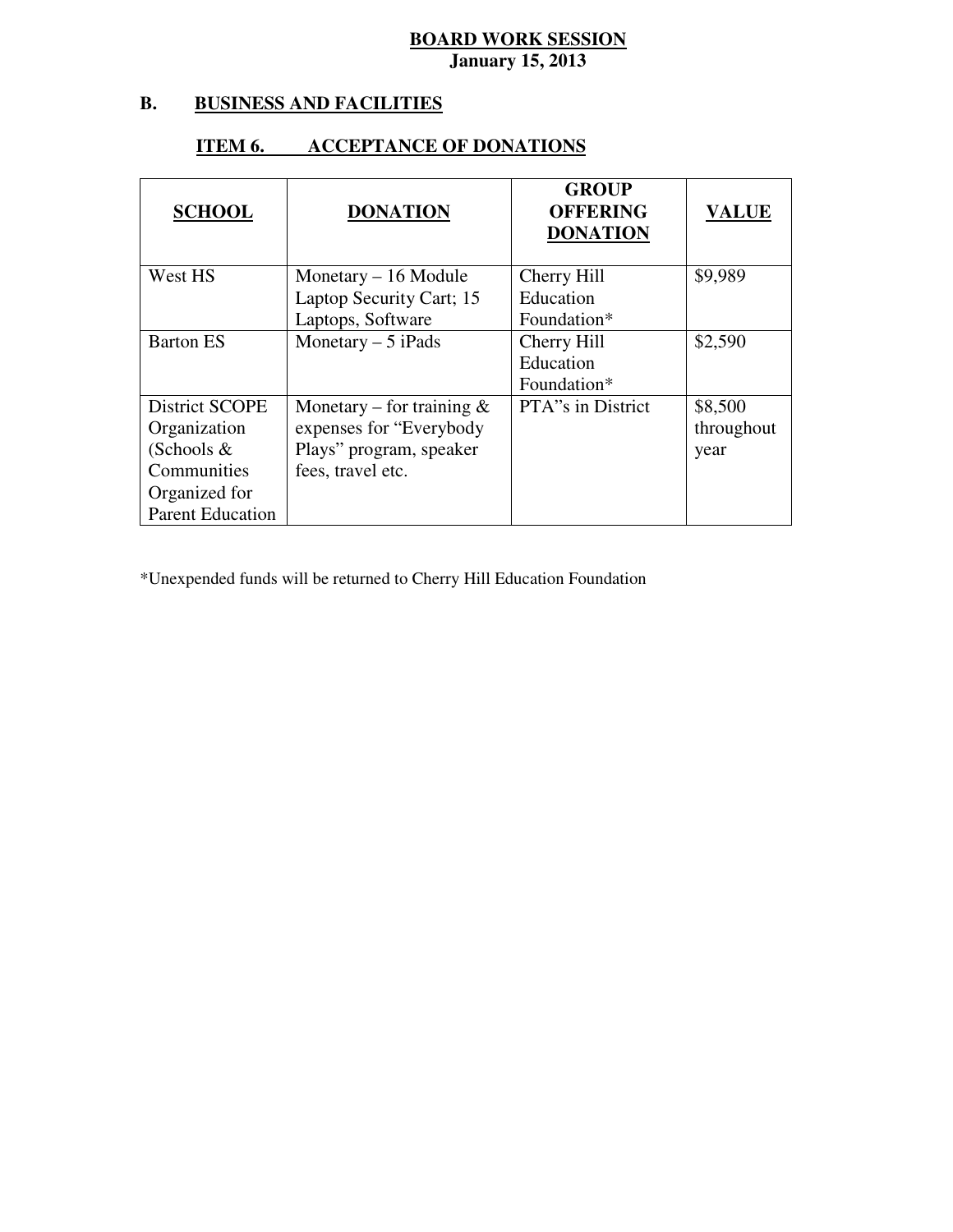**BOARD WORK SESSION**
**January 15, 2013**

## B. BUSINESS AND FACILITIES

### ITEM 6. ACCEPTANCE OF DONATIONS

| SCHOOL | DONATION | GROUP OFFERING DONATION | VALUE |
|---|---|---|---|
| West HS | Monetary – 16 Module Laptop Security Cart; 15 Laptops, Software | Cherry Hill Education Foundation* | $9,989 |
| Barton ES | Monetary – 5 iPads | Cherry Hill Education Foundation* | $2,590 |
| District SCOPE Organization (Schools & Communities Organized for Parent Education | Monetary – for training & expenses for "Everybody Plays" program, speaker fees, travel etc. | PTA"s in District | $8,500 throughout year |

*Unexpended funds will be returned to Cherry Hill Education Foundation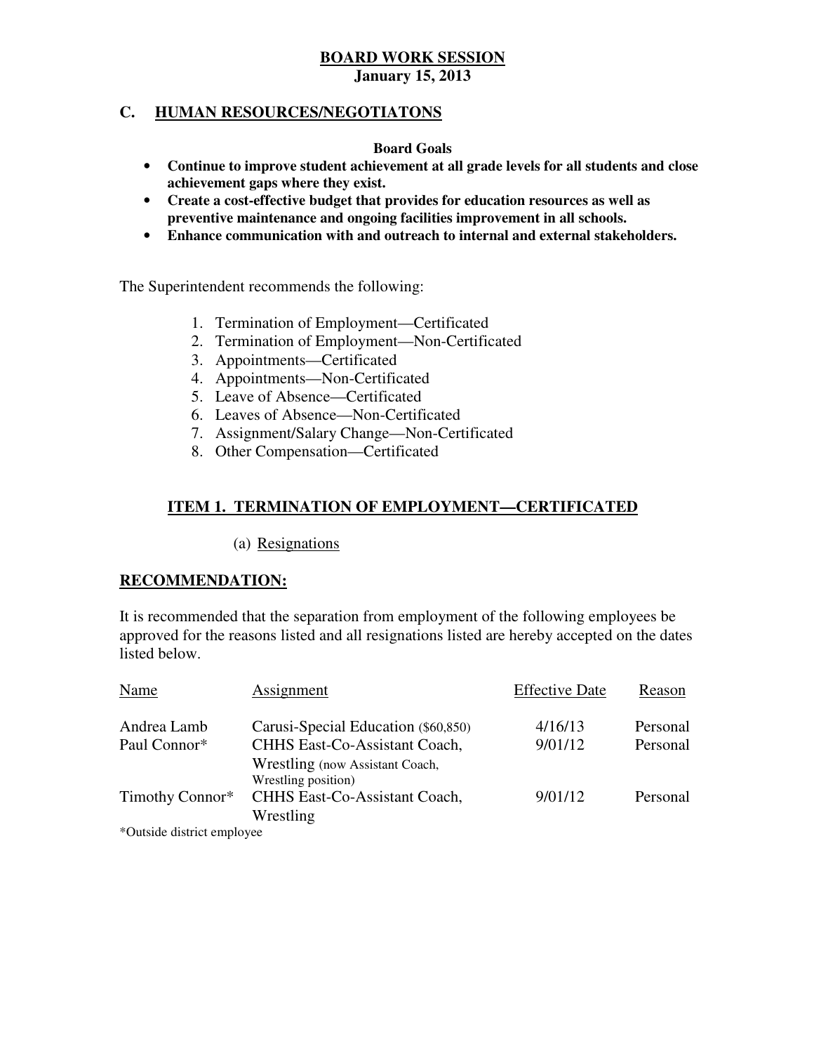**BOARD WORK SESSION**
**January 15, 2013**

## C. HUMAN RESOURCES/NEGOTIATONS

**Board Goals**

- **Continue to improve student achievement at all grade levels for all students and close achievement gaps where they exist.**
- **Create a cost-effective budget that provides for education resources as well as preventive maintenance and ongoing facilities improvement in all schools.**
- **Enhance communication with and outreach to internal and external stakeholders.**

The Superintendent recommends the following:

1. Termination of Employment—Certificated
2. Termination of Employment—Non-Certificated
3. Appointments—Certificated
4. Appointments—Non-Certificated
5. Leave of Absence—Certificated
6. Leaves of Absence—Non-Certificated
7. Assignment/Salary Change—Non-Certificated
8. Other Compensation—Certificated

### ITEM 1. TERMINATION OF EMPLOYMENT—CERTIFICATED

(a) Resignations

**RECOMMENDATION:**

It is recommended that the separation from employment of the following employees be approved for the reasons listed and all resignations listed are hereby accepted on the dates listed below.

| Name | Assignment | Effective Date | Reason |
|---|---|---|---|
| Andrea Lamb | Carusi-Special Education ($60,850) | 4/16/13 | Personal |
| Paul Connor* | CHHS East-Co-Assistant Coach, Wrestling (now Assistant Coach, Wrestling position) | 9/01/12 | Personal |
| Timothy Connor* | CHHS East-Co-Assistant Coach, Wrestling | 9/01/12 | Personal |

*Outside district employee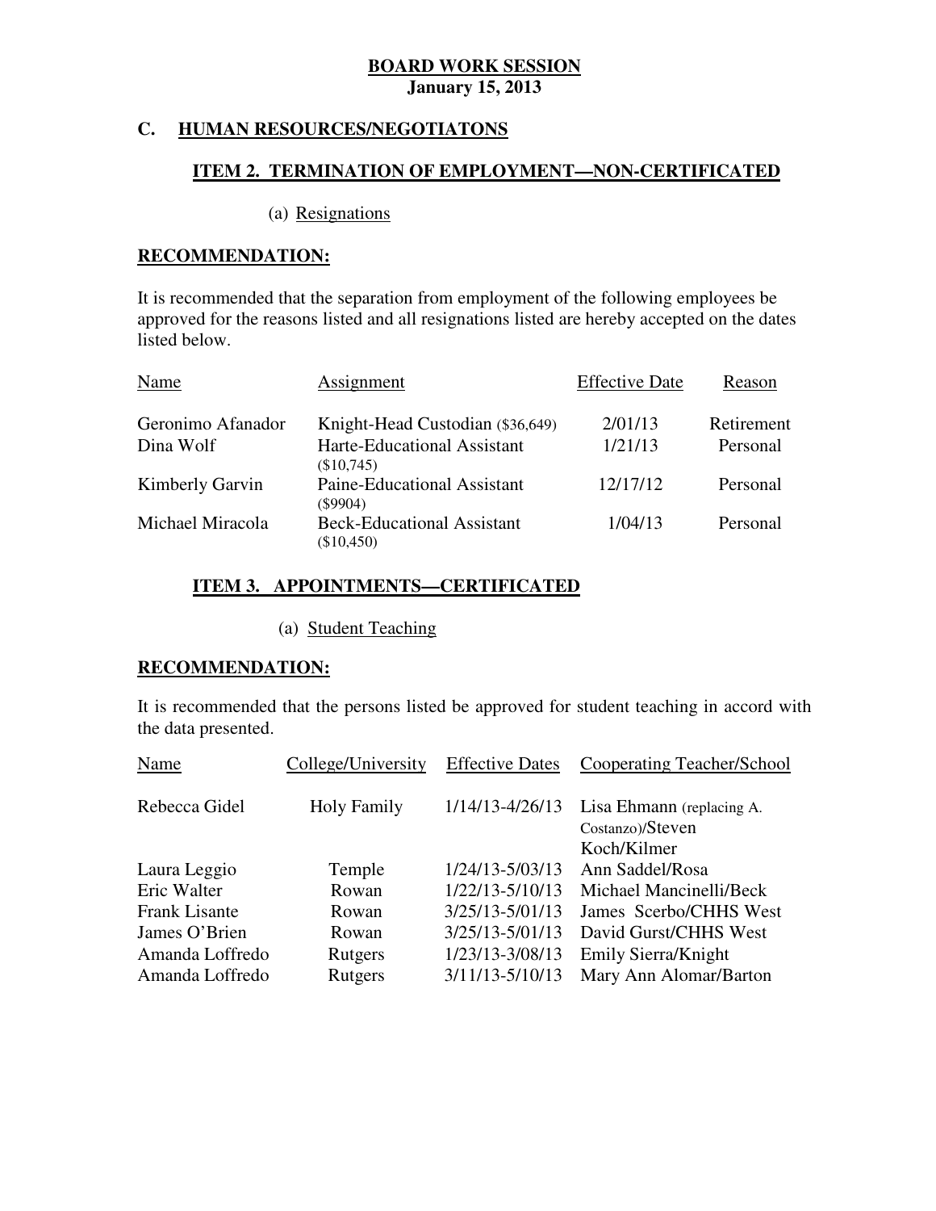**BOARD WORK SESSION**
**January 15, 2013**

## C. HUMAN RESOURCES/NEGOTIATONS

### ITEM 2. TERMINATION OF EMPLOYMENT—NON-CERTIFICATED

(a) Resignations

**RECOMMENDATION:**

It is recommended that the separation from employment of the following employees be approved for the reasons listed and all resignations listed are hereby accepted on the dates listed below.

| Name | Assignment | Effective Date | Reason |
|---|---|---|---|
| Geronimo Afanador | Knight-Head Custodian ($36,649) | 2/01/13 | Retirement |
| Dina Wolf | Harte-Educational Assistant ($10,745) | 1/21/13 | Personal |
| Kimberly Garvin | Paine-Educational Assistant ($9904) | 12/17/12 | Personal |
| Michael Miracola | Beck-Educational Assistant ($10,450) | 1/04/13 | Personal |

### ITEM 3. APPOINTMENTS—CERTIFICATED

(a) Student Teaching

**RECOMMENDATION:**

It is recommended that the persons listed be approved for student teaching in accord with the data presented.

| Name | College/University | Effective Dates | Cooperating Teacher/School |
|---|---|---|---|
| Rebecca Gidel | Holy Family | 1/14/13-4/26/13 | Lisa Ehmann (replacing A. Costanzo)/Steven Koch/Kilmer |
| Laura Leggio | Temple | 1/24/13-5/03/13 | Ann Saddel/Rosa |
| Eric Walter | Rowan | 1/22/13-5/10/13 | Michael Mancinelli/Beck |
| Frank Lisante | Rowan | 3/25/13-5/01/13 | James Scerbo/CHHS West |
| James O'Brien | Rowan | 3/25/13-5/01/13 | David Gurst/CHHS West |
| Amanda Loffredo | Rutgers | 1/23/13-3/08/13 | Emily Sierra/Knight |
| Amanda Loffredo | Rutgers | 3/11/13-5/10/13 | Mary Ann Alomar/Barton |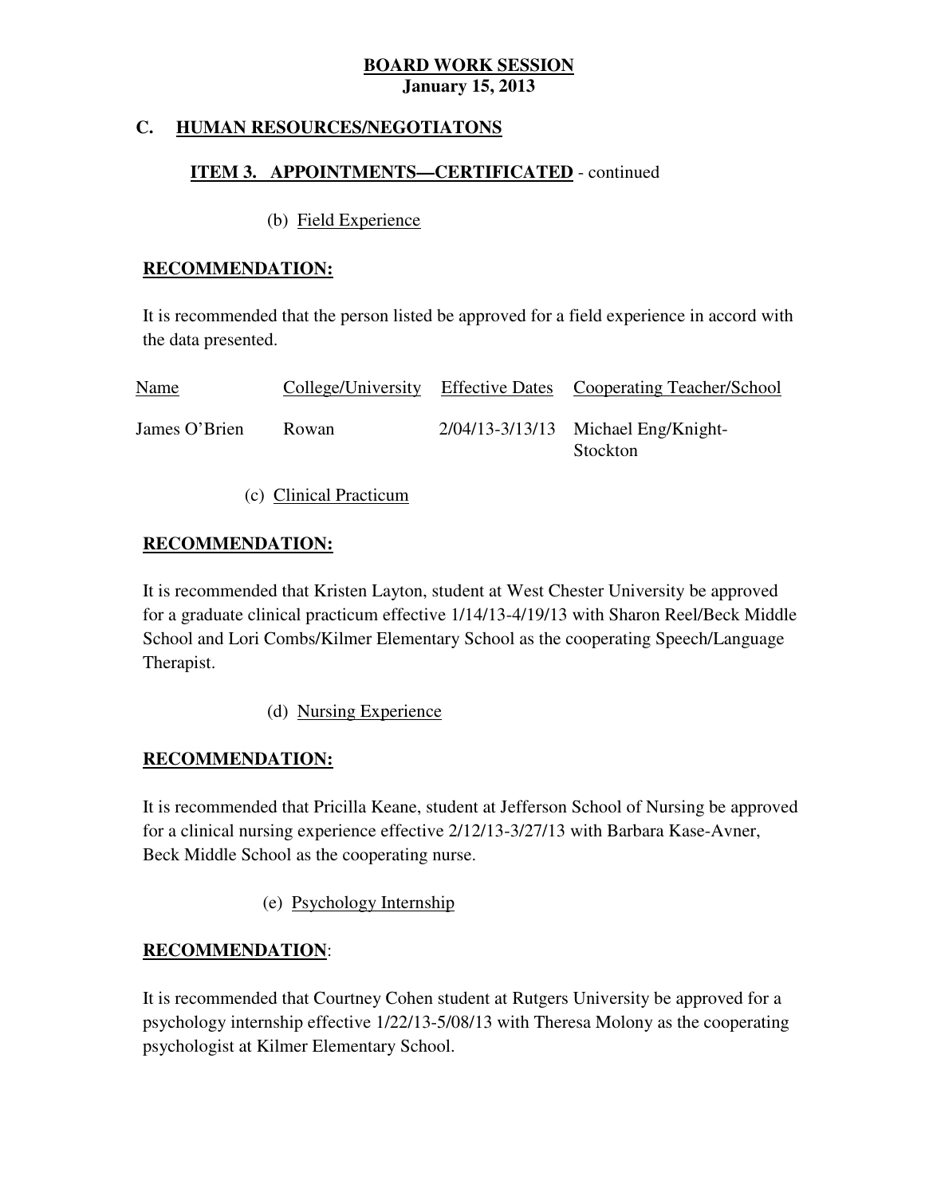**BOARD WORK SESSION**
**January 15, 2013**

## C. HUMAN RESOURCES/NEGOTIATONS

### ITEM 3. APPOINTMENTS—CERTIFICATED - continued

(b) Field Experience

**RECOMMENDATION:**

It is recommended that the person listed be approved for a field experience in accord with the data presented.

| Name | College/University | Effective Dates | Cooperating Teacher/School |
|---|---|---|---|
| James O'Brien | Rowan | 2/04/13-3/13/13 | Michael Eng/Knight-Stockton |

(c) Clinical Practicum

**RECOMMENDATION:**

It is recommended that Kristen Layton, student at West Chester University be approved for a graduate clinical practicum effective 1/14/13-4/19/13 with Sharon Reel/Beck Middle School and Lori Combs/Kilmer Elementary School as the cooperating Speech/Language Therapist.

(d) Nursing Experience

**RECOMMENDATION:**

It is recommended that Pricilla Keane, student at Jefferson School of Nursing be approved for a clinical nursing experience effective 2/12/13-3/27/13 with Barbara Kase-Avner, Beck Middle School as the cooperating nurse.

(e) Psychology Internship

**RECOMMENDATION**:

It is recommended that Courtney Cohen student at Rutgers University be approved for a psychology internship effective 1/22/13-5/08/13 with Theresa Molony as the cooperating psychologist at Kilmer Elementary School.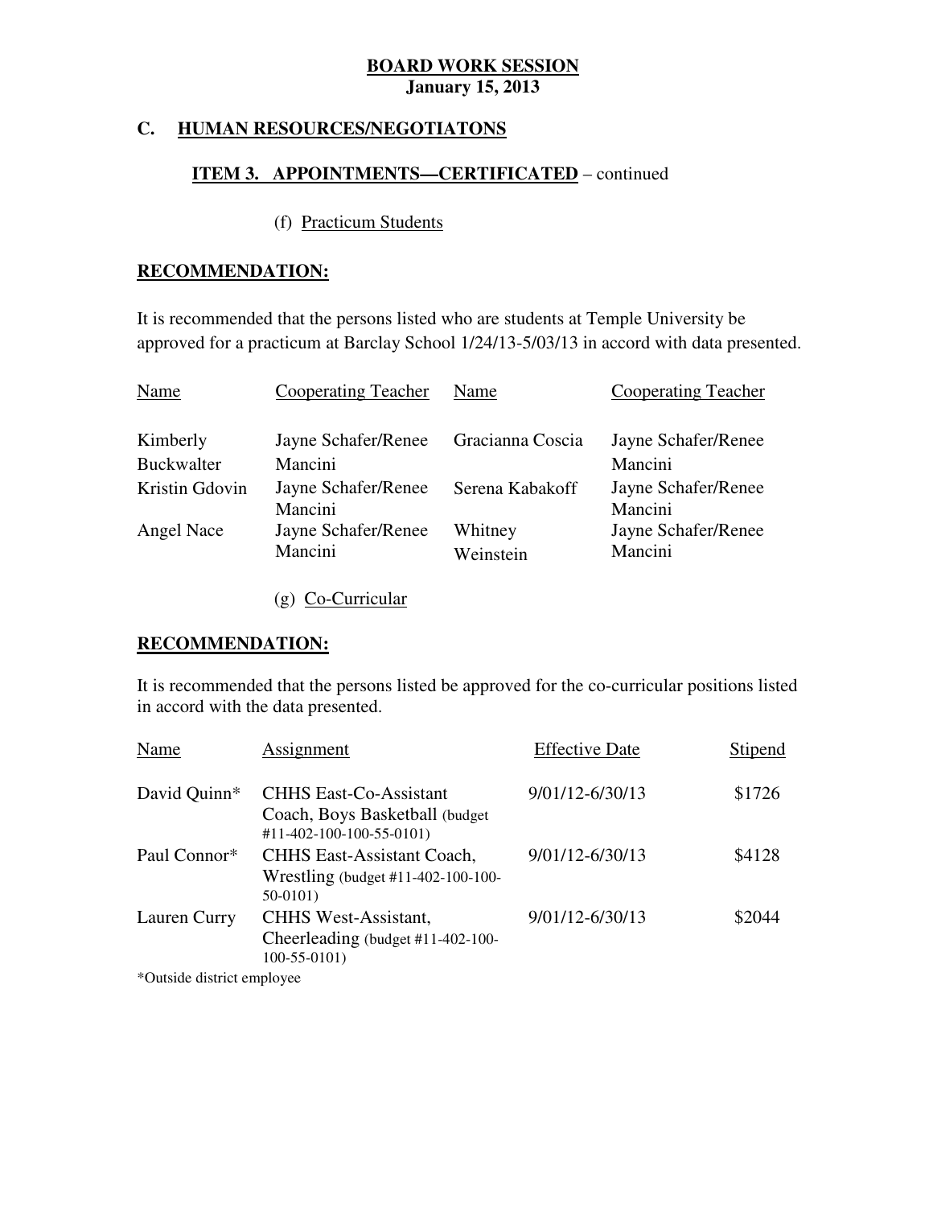**BOARD WORK SESSION**
**January 15, 2013**

## C. HUMAN RESOURCES/NEGOTIATONS

### ITEM 3. APPOINTMENTS—CERTIFICATED – continued

(f) Practicum Students

**RECOMMENDATION:**

It is recommended that the persons listed who are students at Temple University be approved for a practicum at Barclay School 1/24/13-5/03/13 in accord with data presented.

| Name | Cooperating Teacher | Name | Cooperating Teacher |
|---|---|---|---|
| Kimberly Buckwalter | Jayne Schafer/Renee Mancini | Gracianna Coscia | Jayne Schafer/Renee Mancini |
| Kristin Gdovin | Jayne Schafer/Renee Mancini | Serena Kabakoff | Jayne Schafer/Renee Mancini |
| Angel Nace | Jayne Schafer/Renee Mancini | Whitney Weinstein | Jayne Schafer/Renee Mancini |

(g) Co-Curricular

**RECOMMENDATION:**

It is recommended that the persons listed be approved for the co-curricular positions listed in accord with the data presented.

| Name | Assignment | Effective Date | Stipend |
|---|---|---|---|
| David Quinn* | CHHS East-Co-Assistant Coach, Boys Basketball (budget #11-402-100-100-55-0101) | 9/01/12-6/30/13 | $1726 |
| Paul Connor* | CHHS East-Assistant Coach, Wrestling (budget #11-402-100-100-50-0101) | 9/01/12-6/30/13 | $4128 |
| Lauren Curry | CHHS West-Assistant, Cheerleading (budget #11-402-100-100-55-0101) | 9/01/12-6/30/13 | $2044 |

*Outside district employee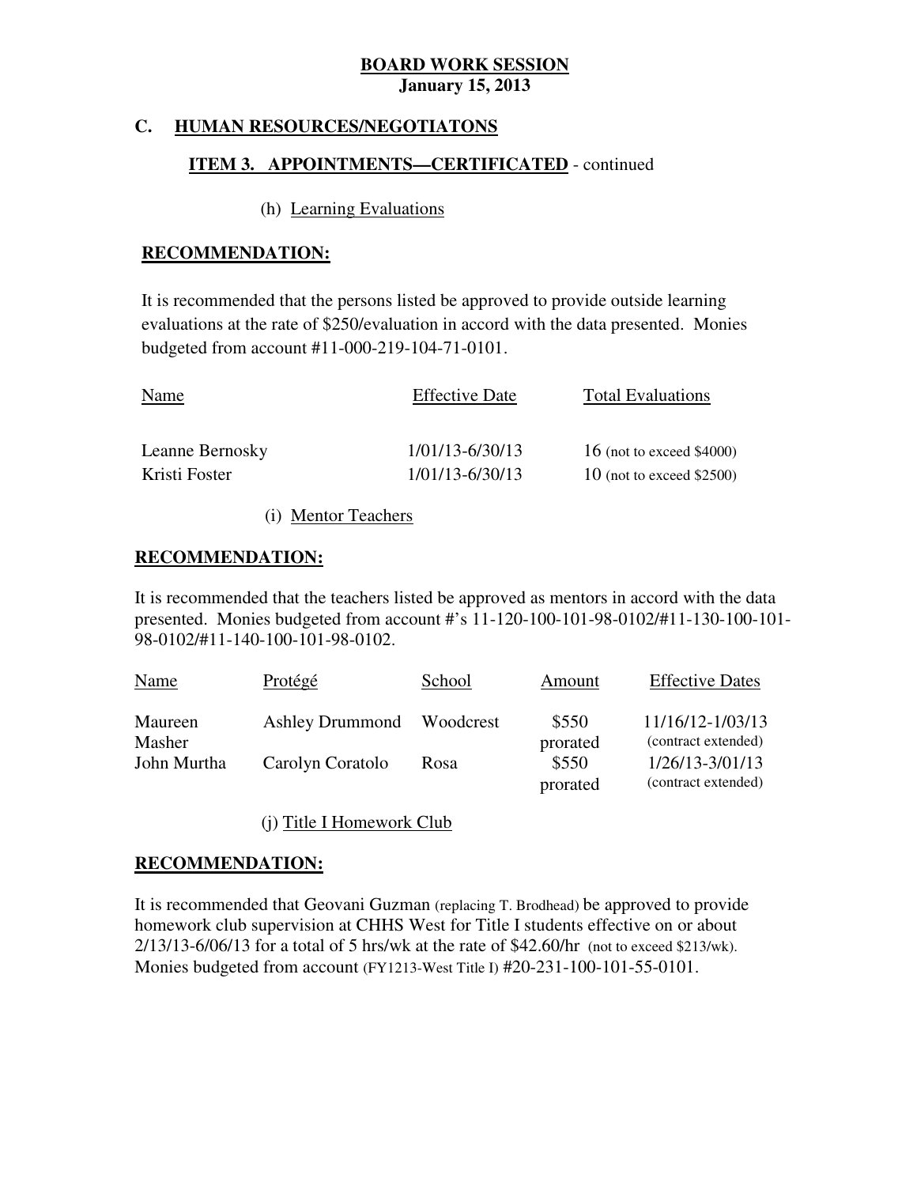**BOARD WORK SESSION**
**January 15, 2013**

## C. HUMAN RESOURCES/NEGOTIATONS

### ITEM 3. APPOINTMENTS—CERTIFICATED - continued

(h) Learning Evaluations

**RECOMMENDATION:**

It is recommended that the persons listed be approved to provide outside learning evaluations at the rate of $250/evaluation in accord with the data presented. Monies budgeted from account #11-000-219-104-71-0101.

| Name | Effective Date | Total Evaluations |
|---|---|---|
| Leanne Bernosky | 1/01/13-6/30/13 | 16 (not to exceed $4000) |
| Kristi Foster | 1/01/13-6/30/13 | 10 (not to exceed $2500) |

(i) Mentor Teachers

**RECOMMENDATION:**

It is recommended that the teachers listed be approved as mentors in accord with the data presented. Monies budgeted from account #'s 11-120-100-101-98-0102/#11-130-100-101-98-0102/#11-140-100-101-98-0102.

| Name | Protégé | School | Amount | Effective Dates |
|---|---|---|---|---|
| Maureen Masher | Ashley Drummond | Woodcrest | $550 prorated | 11/16/12-1/03/13 (contract extended) |
| John Murtha | Carolyn Coratolo | Rosa | $550 prorated | 1/26/13-3/01/13 (contract extended) |

(j) Title I Homework Club

**RECOMMENDATION:**

It is recommended that Geovani Guzman (replacing T. Brodhead) be approved to provide homework club supervision at CHHS West for Title I students effective on or about 2/13/13-6/06/13 for a total of 5 hrs/wk at the rate of $42.60/hr (not to exceed $213/wk). Monies budgeted from account (FY1213-West Title I) #20-231-100-101-55-0101.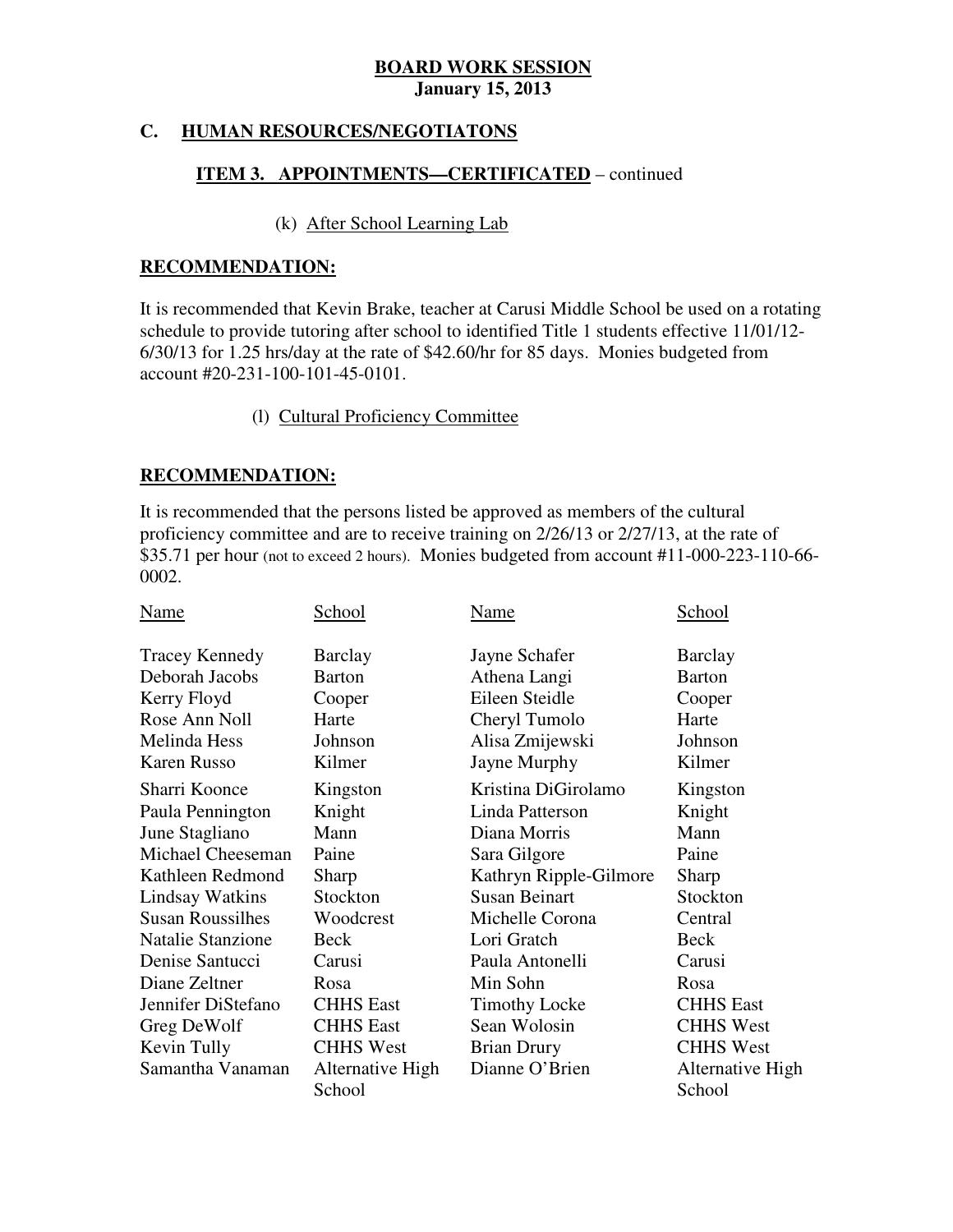**BOARD WORK SESSION**
**January 15, 2013**

## C. HUMAN RESOURCES/NEGOTIATONS

### ITEM 3. APPOINTMENTS—CERTIFICATED – continued

(k) After School Learning Lab

**RECOMMENDATION:**

It is recommended that Kevin Brake, teacher at Carusi Middle School be used on a rotating schedule to provide tutoring after school to identified Title 1 students effective 11/01/12-6/30/13 for 1.25 hrs/day at the rate of $42.60/hr for 85 days. Monies budgeted from account #20-231-100-101-45-0101.

(l) Cultural Proficiency Committee

**RECOMMENDATION:**

It is recommended that the persons listed be approved as members of the cultural proficiency committee and are to receive training on 2/26/13 or 2/27/13, at the rate of $35.71 per hour (not to exceed 2 hours). Monies budgeted from account #11-000-223-110-66-0002.

| Name | School | Name | School |
|---|---|---|---|
| Tracey Kennedy | Barclay | Jayne Schafer | Barclay |
| Deborah Jacobs | Barton | Athena Langi | Barton |
| Kerry Floyd | Cooper | Eileen Steidle | Cooper |
| Rose Ann Noll | Harte | Cheryl Tumolo | Harte |
| Melinda Hess | Johnson | Alisa Zmijewski | Johnson |
| Karen Russo | Kilmer | Jayne Murphy | Kilmer |
| Sharri Koonce | Kingston | Kristina DiGirolamo | Kingston |
| Paula Pennington | Knight | Linda Patterson | Knight |
| June Stagliano | Mann | Diana Morris | Mann |
| Michael Cheeseman | Paine | Sara Gilgore | Paine |
| Kathleen Redmond | Sharp | Kathryn Ripple-Gilmore | Sharp |
| Lindsay Watkins | Stockton | Susan Beinart | Stockton |
| Susan Roussilhes | Woodcrest | Michelle Corona | Central |
| Natalie Stanzione | Beck | Lori Gratch | Beck |
| Denise Santucci | Carusi | Paula Antonelli | Carusi |
| Diane Zeltner | Rosa | Min Sohn | Rosa |
| Jennifer DiStefano | CHHS East | Timothy Locke | CHHS East |
| Greg DeWolf | CHHS East | Sean Wolosin | CHHS West |
| Kevin Tully | CHHS West | Brian Drury | CHHS West |
| Samantha Vanaman | Alternative High School | Dianne O'Brien | Alternative High School |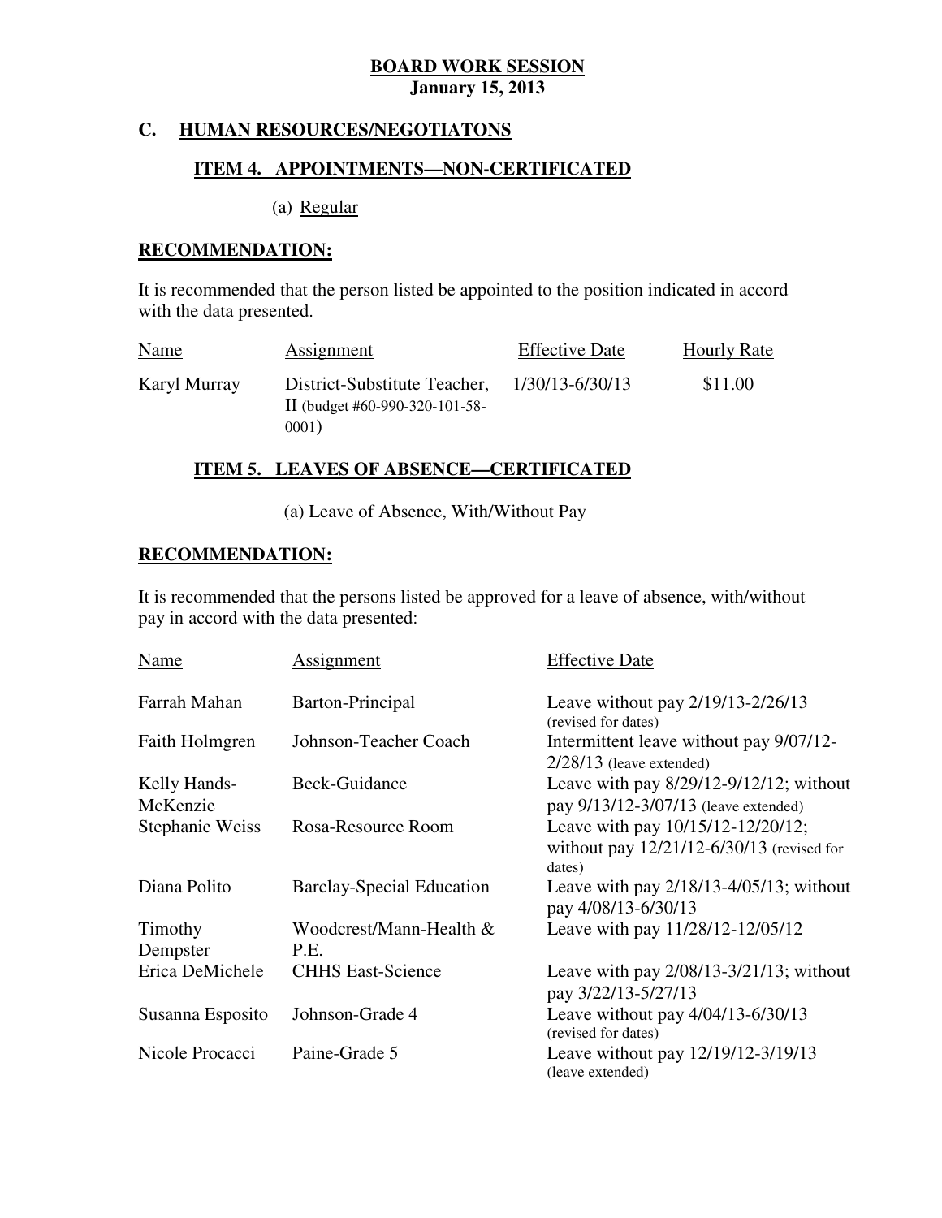**BOARD WORK SESSION**
**January 15, 2013**

## C. HUMAN RESOURCES/NEGOTIATONS

### ITEM 4. APPOINTMENTS—NON-CERTIFICATED

(a) Regular

**RECOMMENDATION:**

It is recommended that the person listed be appointed to the position indicated in accord with the data presented.

| Name | Assignment | Effective Date | Hourly Rate |
|---|---|---|---|
| Karyl Murray | District-Substitute Teacher, II (budget #60-990-320-101-58-0001) | 1/30/13-6/30/13 | $11.00 |

### ITEM 5. LEAVES OF ABSENCE—CERTIFICATED

(a) Leave of Absence, With/Without Pay

**RECOMMENDATION:**

It is recommended that the persons listed be approved for a leave of absence, with/without pay in accord with the data presented:

| Name | Assignment | Effective Date |
|---|---|---|
| Farrah Mahan | Barton-Principal | Leave without pay 2/19/13-2/26/13 (revised for dates) |
| Faith Holmgren | Johnson-Teacher Coach | Intermittent leave without pay 9/07/12-2/28/13 (leave extended) |
| Kelly Hands-McKenzie | Beck-Guidance | Leave with pay 8/29/12-9/12/12; without pay 9/13/12-3/07/13 (leave extended) |
| Stephanie Weiss | Rosa-Resource Room | Leave with pay 10/15/12-12/20/12; without pay 12/21/12-6/30/13 (revised for dates) |
| Diana Polito | Barclay-Special Education | Leave with pay 2/18/13-4/05/13; without pay 4/08/13-6/30/13 |
| Timothy Dempster | Woodcrest/Mann-Health & P.E. | Leave with pay 11/28/12-12/05/12 |
| Erica DeMichele | CHHS East-Science | Leave with pay 2/08/13-3/21/13; without pay 3/22/13-5/27/13 |
| Susanna Esposito | Johnson-Grade 4 | Leave without pay 4/04/13-6/30/13 (revised for dates) |
| Nicole Procacci | Paine-Grade 5 | Leave without pay 12/19/12-3/19/13 (leave extended) |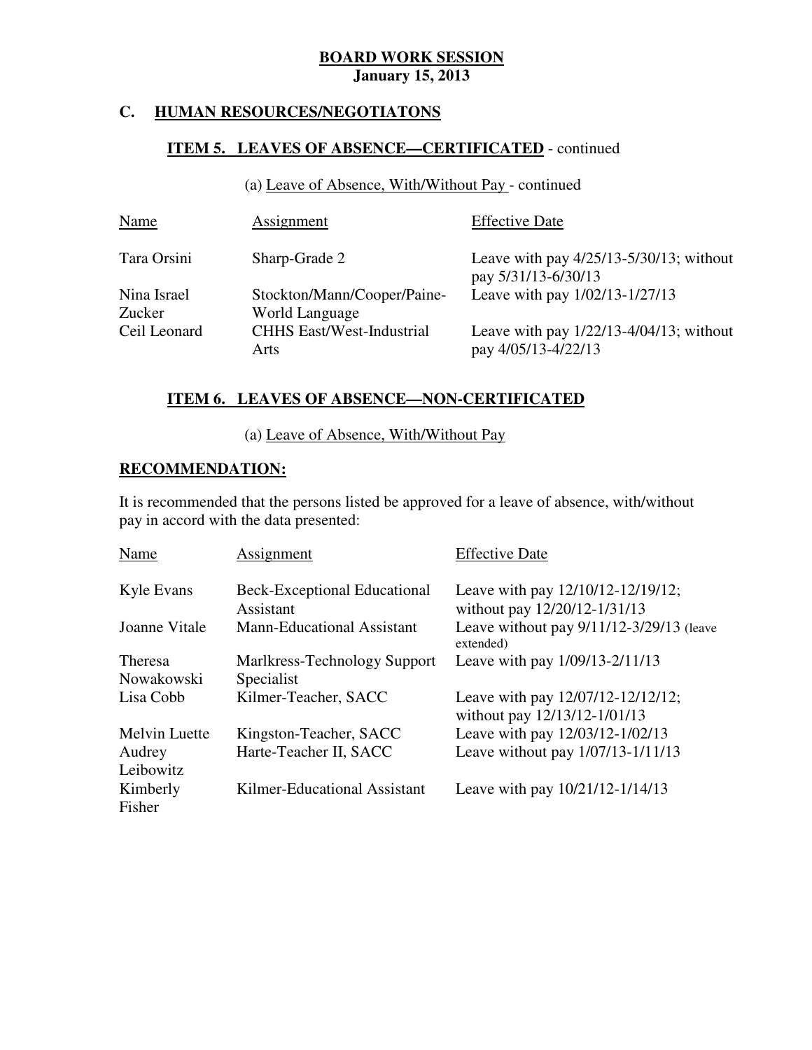**BOARD WORK SESSION**
**January 15, 2013**

## C. HUMAN RESOURCES/NEGOTIATONS

### ITEM 5. LEAVES OF ABSENCE—CERTIFICATED - continued

(a) Leave of Absence, With/Without Pay - continued

| Name | Assignment | Effective Date |
|---|---|---|
| Tara Orsini | Sharp-Grade 2 | Leave with pay 4/25/13-5/30/13; without pay 5/31/13-6/30/13 |
| Nina Israel Zucker | Stockton/Mann/Cooper/Paine-World Language | Leave with pay 1/02/13-1/27/13 |
| Ceil Leonard | CHHS East/West-Industrial Arts | Leave with pay 1/22/13-4/04/13; without pay 4/05/13-4/22/13 |

### ITEM 6. LEAVES OF ABSENCE—NON-CERTIFICATED

(a) Leave of Absence, With/Without Pay

**RECOMMENDATION:**

It is recommended that the persons listed be approved for a leave of absence, with/without pay in accord with the data presented:

| Name | Assignment | Effective Date |
|---|---|---|
| Kyle Evans | Beck-Exceptional Educational Assistant | Leave with pay 12/10/12-12/19/12; without pay 12/20/12-1/31/13 |
| Joanne Vitale | Mann-Educational Assistant | Leave without pay 9/11/12-3/29/13 (leave extended) |
| Theresa Nowakowski | Marlkress-Technology Support Specialist | Leave with pay 1/09/13-2/11/13 |
| Lisa Cobb | Kilmer-Teacher, SACC | Leave with pay 12/07/12-12/12/12; without pay 12/13/12-1/01/13 |
| Melvin Luette | Kingston-Teacher, SACC | Leave with pay 12/03/12-1/02/13 |
| Audrey Leibowitz | Harte-Teacher II, SACC | Leave without pay 1/07/13-1/11/13 |
| Kimberly Fisher | Kilmer-Educational Assistant | Leave with pay 10/21/12-1/14/13 |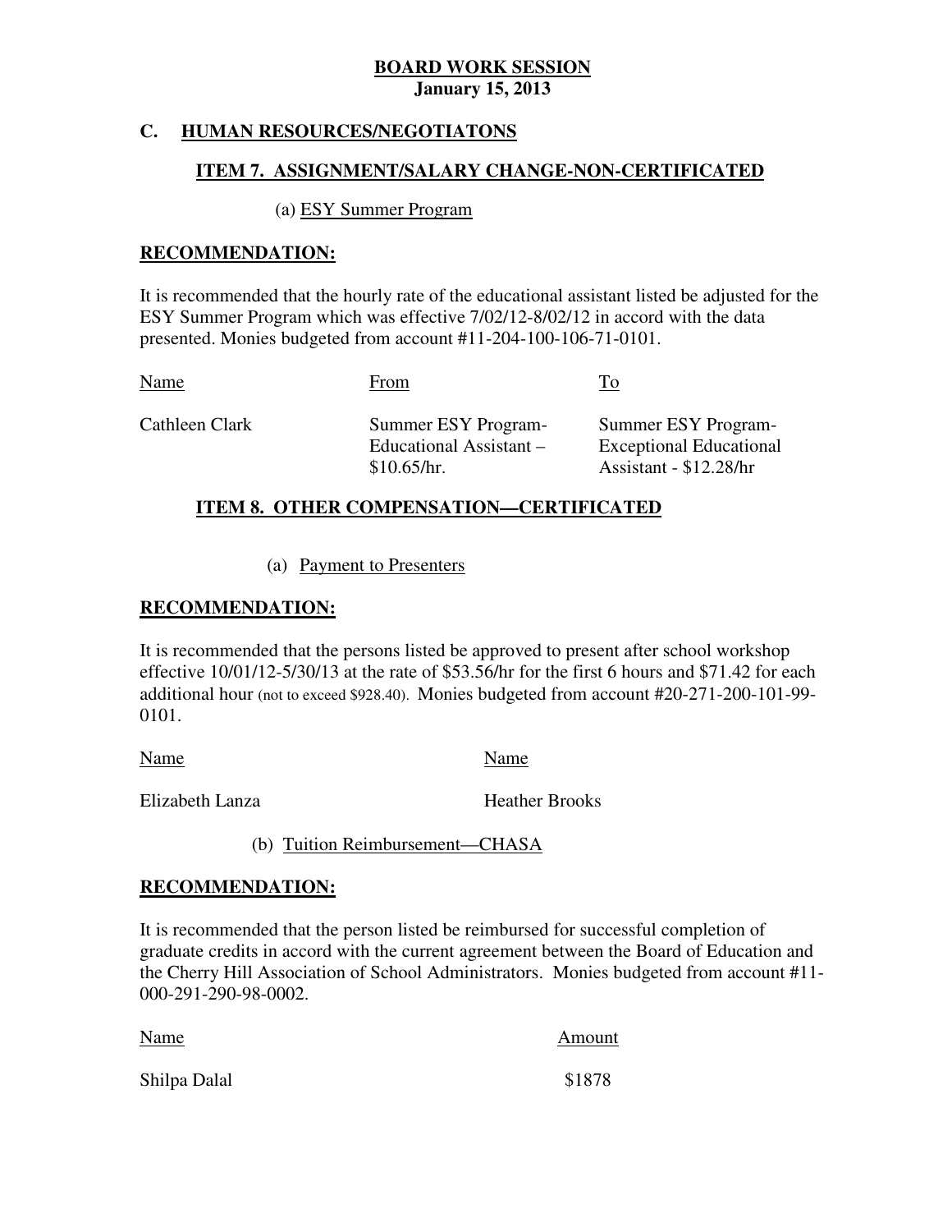**BOARD WORK SESSION**
**January 15, 2013**

## C. HUMAN RESOURCES/NEGOTIATONS

### ITEM 7. ASSIGNMENT/SALARY CHANGE-NON-CERTIFICATED

(a) ESY Summer Program

**RECOMMENDATION:**

It is recommended that the hourly rate of the educational assistant listed be adjusted for the ESY Summer Program which was effective 7/02/12-8/02/12 in accord with the data presented. Monies budgeted from account #11-204-100-106-71-0101.

| Name | From | To |
|---|---|---|
| Cathleen Clark | Summer ESY Program- Educational Assistant – $10.65/hr. | Summer ESY Program- Exceptional Educational Assistant - $12.28/hr |

### ITEM 8. OTHER COMPENSATION—CERTIFICATED

(a) Payment to Presenters

**RECOMMENDATION:**

It is recommended that the persons listed be approved to present after school workshop effective 10/01/12-5/30/13 at the rate of $53.56/hr for the first 6 hours and $71.42 for each additional hour (not to exceed $928.40). Monies budgeted from account #20-271-200-101-99-0101.

| Name | Name |
|---|---|
| Elizabeth Lanza | Heather Brooks |

(b) Tuition Reimbursement—CHASA

**RECOMMENDATION:**

It is recommended that the person listed be reimbursed for successful completion of graduate credits in accord with the current agreement between the Board of Education and the Cherry Hill Association of School Administrators. Monies budgeted from account #11-000-291-290-98-0002.

| Name | Amount |
|---|---|
| Shilpa Dalal | $1878 |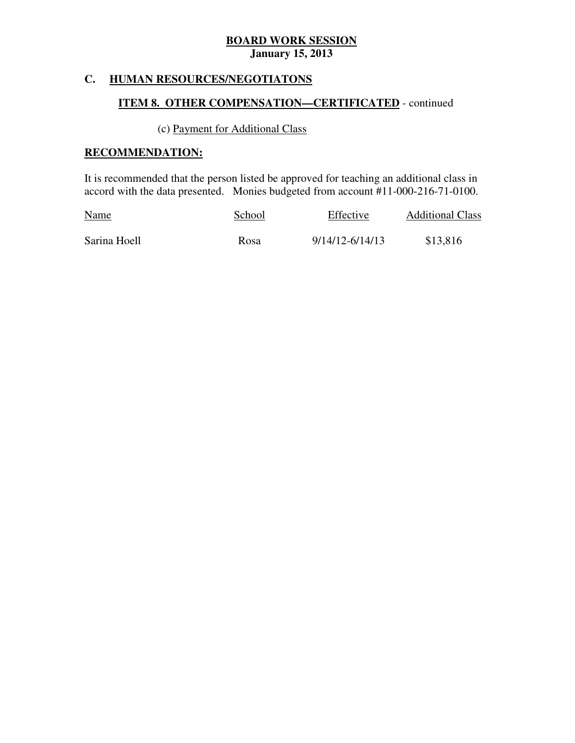**BOARD WORK SESSION**
**January 15, 2013**

## C. HUMAN RESOURCES/NEGOTIATONS

### ITEM 8. OTHER COMPENSATION—CERTIFICATED - continued

(c) Payment for Additional Class

**RECOMMENDATION:**

It is recommended that the person listed be approved for teaching an additional class in accord with the data presented. Monies budgeted from account #11-000-216-71-0100.

| Name | School | Effective | Additional Class |
|---|---|---|---|
| Sarina Hoell | Rosa | 9/14/12-6/14/13 | $13,816 |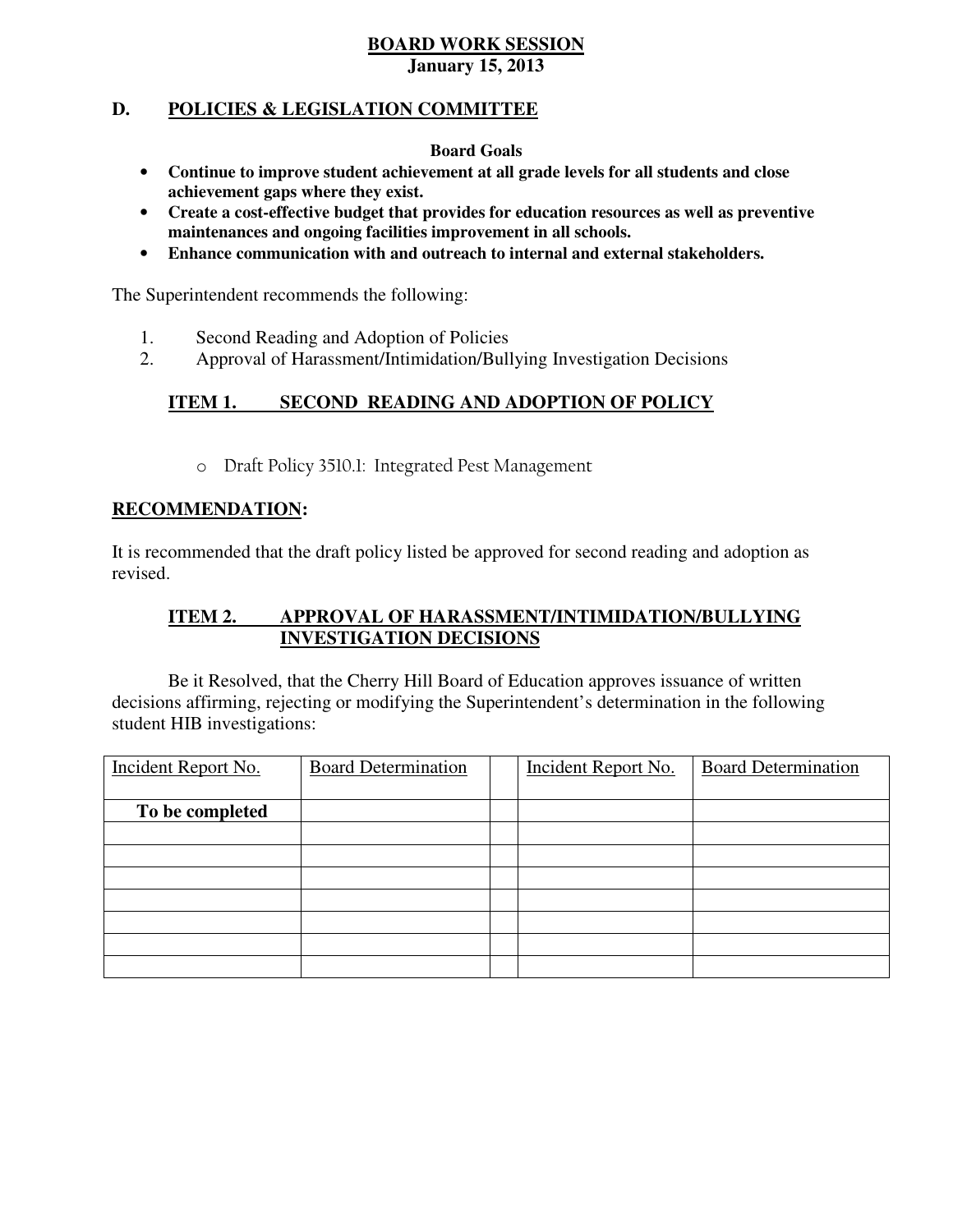**BOARD WORK SESSION**
**January 15, 2013**

## D. POLICIES & LEGISLATION COMMITTEE

**Board Goals**

- **Continue to improve student achievement at all grade levels for all students and close achievement gaps where they exist.**
- **Create a cost-effective budget that provides for education resources as well as preventive maintenances and ongoing facilities improvement in all schools.**
- **Enhance communication with and outreach to internal and external stakeholders.**

The Superintendent recommends the following:

1. Second Reading and Adoption of Policies
2. Approval of Harassment/Intimidation/Bullying Investigation Decisions

### ITEM 1. SECOND READING AND ADOPTION OF POLICY

- Draft Policy 3510.1: Integrated Pest Management

**RECOMMENDATION:**

It is recommended that the draft policy listed be approved for second reading and adoption as revised.

### ITEM 2. APPROVAL OF HARASSMENT/INTIMIDATION/BULLYING INVESTIGATION DECISIONS

Be it Resolved, that the Cherry Hill Board of Education approves issuance of written decisions affirming, rejecting or modifying the Superintendent's determination in the following student HIB investigations:

| Incident Report No. | Board Determination | | Incident Report No. | Board Determination |
|---|---|---|---|---|
| **To be completed** | | | | |
| | | | | |
| | | | | |
| | | | | |
| | | | | |
| | | | | |
| | | | | |
| | | | | |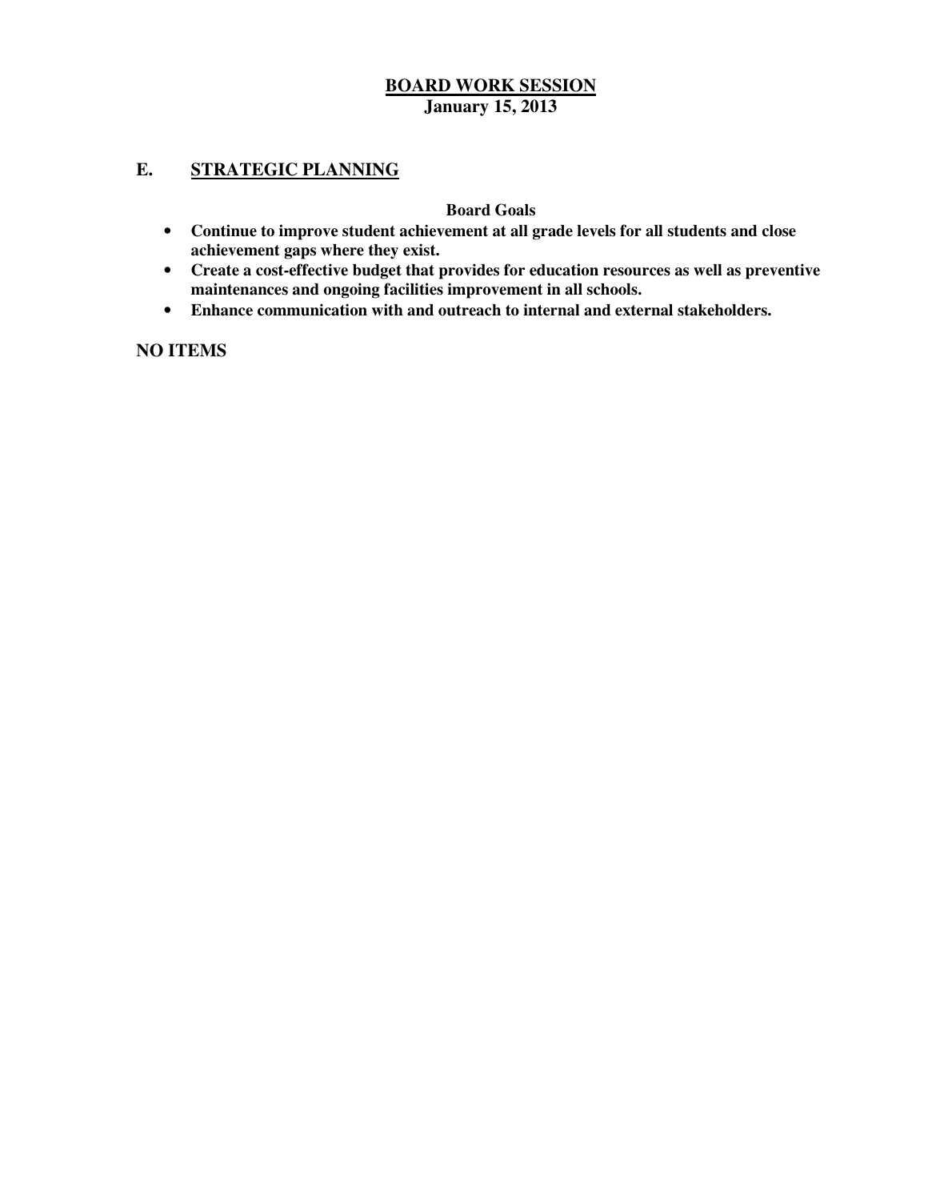**BOARD WORK SESSION**
**January 15, 2013**

## E. STRATEGIC PLANNING

**Board Goals**

- **Continue to improve student achievement at all grade levels for all students and close achievement gaps where they exist.**
- **Create a cost-effective budget that provides for education resources as well as preventive maintenances and ongoing facilities improvement in all schools.**
- **Enhance communication with and outreach to internal and external stakeholders.**

**NO ITEMS**